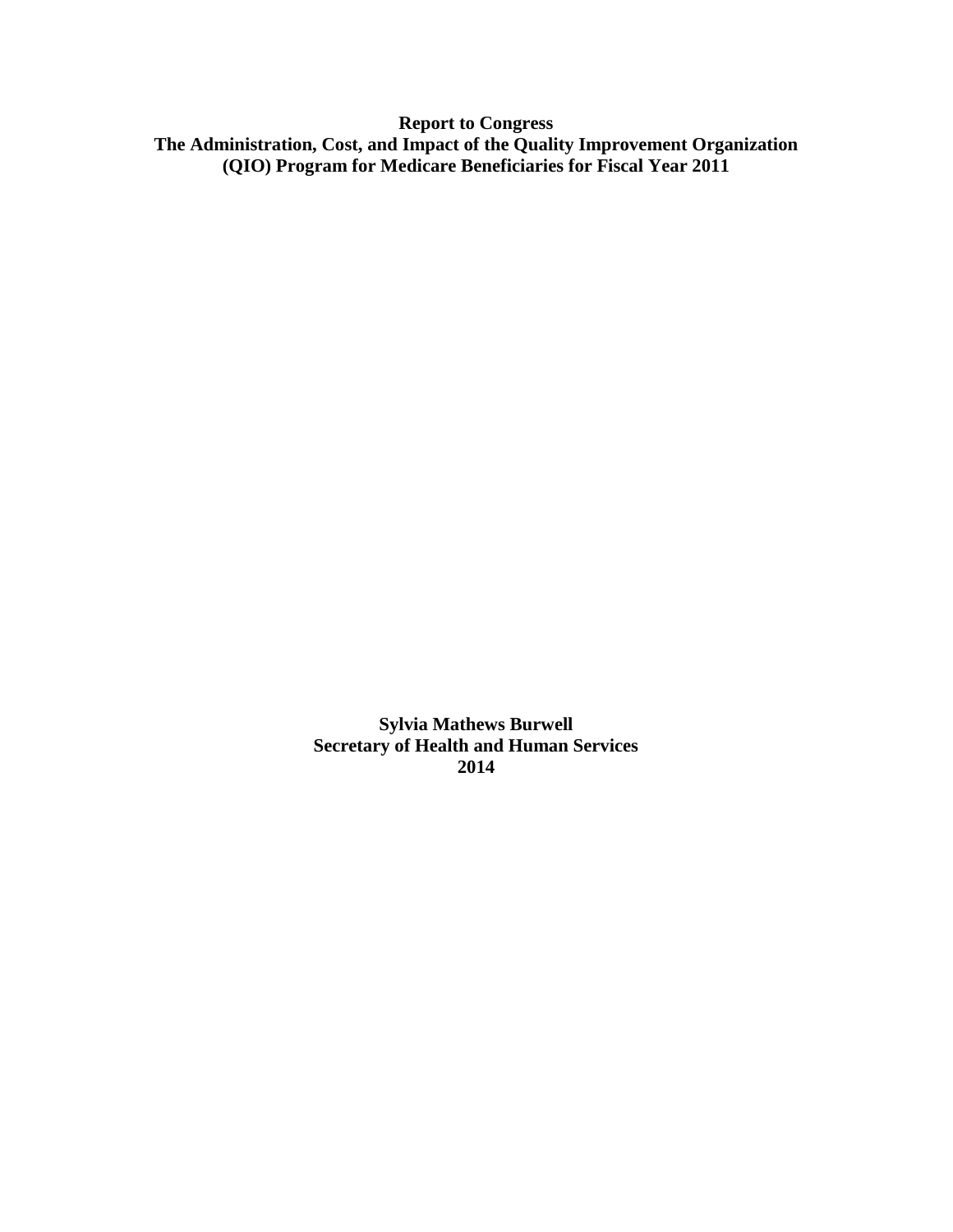# Report to Congress
# The Administration, Cost, and Impact of the Quality Improvement Organization (QIO) Program for Medicare Beneficiaries for Fiscal Year 2011

**Sylvia Mathews Burwell**
**Secretary of Health and Human Services**
**2014**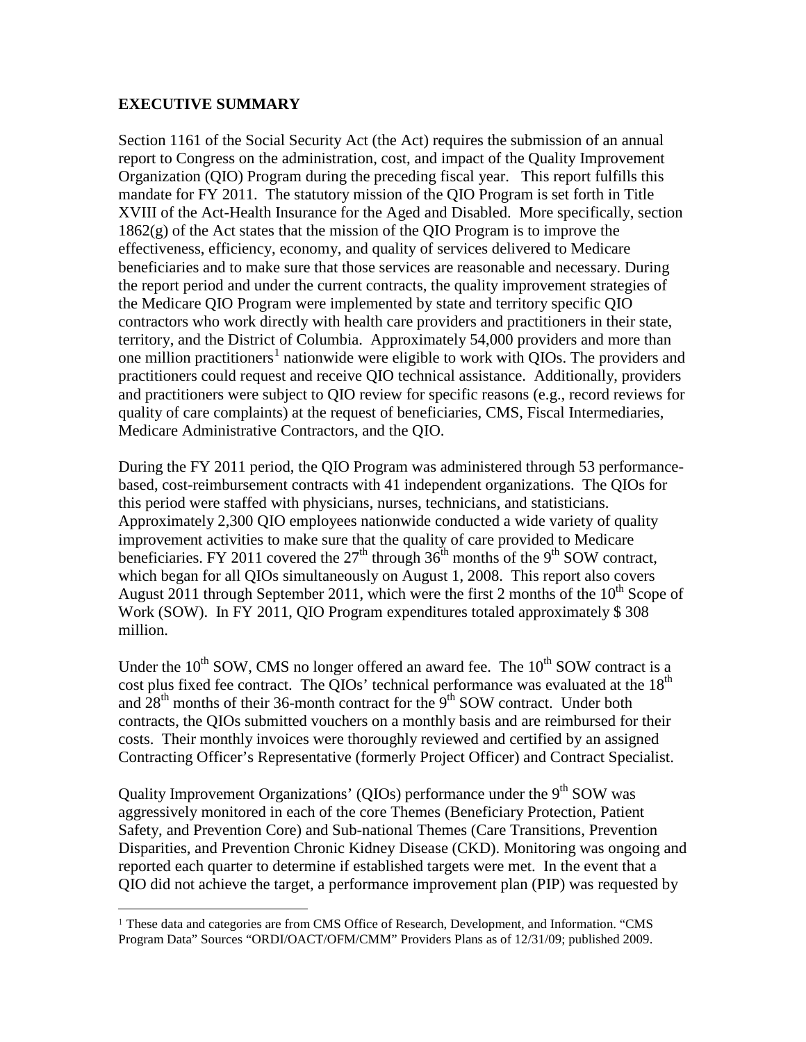## EXECUTIVE SUMMARY

Section 1161 of the Social Security Act (the Act) requires the submission of an annual report to Congress on the administration, cost, and impact of the Quality Improvement Organization (QIO) Program during the preceding fiscal year. This report fulfills this mandate for FY 2011. The statutory mission of the QIO Program is set forth in Title XVIII of the Act-Health Insurance for the Aged and Disabled. More specifically, section 1862(g) of the Act states that the mission of the QIO Program is to improve the effectiveness, efficiency, economy, and quality of services delivered to Medicare beneficiaries and to make sure that those services are reasonable and necessary. During the report period and under the current contracts, the quality improvement strategies of the Medicare QIO Program were implemented by state and territory specific QIO contractors who work directly with health care providers and practitioners in their state, territory, and the District of Columbia. Approximately 54,000 providers and more than one million practitioners[1] nationwide were eligible to work with QIOs. The providers and practitioners could request and receive QIO technical assistance. Additionally, providers and practitioners were subject to QIO review for specific reasons (e.g., record reviews for quality of care complaints) at the request of beneficiaries, CMS, Fiscal Intermediaries, Medicare Administrative Contractors, and the QIO.

During the FY 2011 period, the QIO Program was administered through 53 performance-based, cost-reimbursement contracts with 41 independent organizations. The QIOs for this period were staffed with physicians, nurses, technicians, and statisticians. Approximately 2,300 QIO employees nationwide conducted a wide variety of quality improvement activities to make sure that the quality of care provided to Medicare beneficiaries. FY 2011 covered the 27th through 36th months of the 9th SOW contract, which began for all QIOs simultaneously on August 1, 2008. This report also covers August 2011 through September 2011, which were the first 2 months of the 10th Scope of Work (SOW). In FY 2011, QIO Program expenditures totaled approximately $ 308 million.

Under the 10th SOW, CMS no longer offered an award fee. The 10th SOW contract is a cost plus fixed fee contract. The QIOs' technical performance was evaluated at the 18th and 28th months of their 36-month contract for the 9th SOW contract. Under both contracts, the QIOs submitted vouchers on a monthly basis and are reimbursed for their costs. Their monthly invoices were thoroughly reviewed and certified by an assigned Contracting Officer's Representative (formerly Project Officer) and Contract Specialist.

Quality Improvement Organizations' (QIOs) performance under the 9th SOW was aggressively monitored in each of the core Themes (Beneficiary Protection, Patient Safety, and Prevention Core) and Sub-national Themes (Care Transitions, Prevention Disparities, and Prevention Chronic Kidney Disease (CKD). Monitoring was ongoing and reported each quarter to determine if established targets were met. In the event that a QIO did not achieve the target, a performance improvement plan (PIP) was requested by

---

[1] These data and categories are from CMS Office of Research, Development, and Information. "CMS Program Data" Sources "ORDI/OACT/OFM/CMM" Providers Plans as of 12/31/09; published 2009.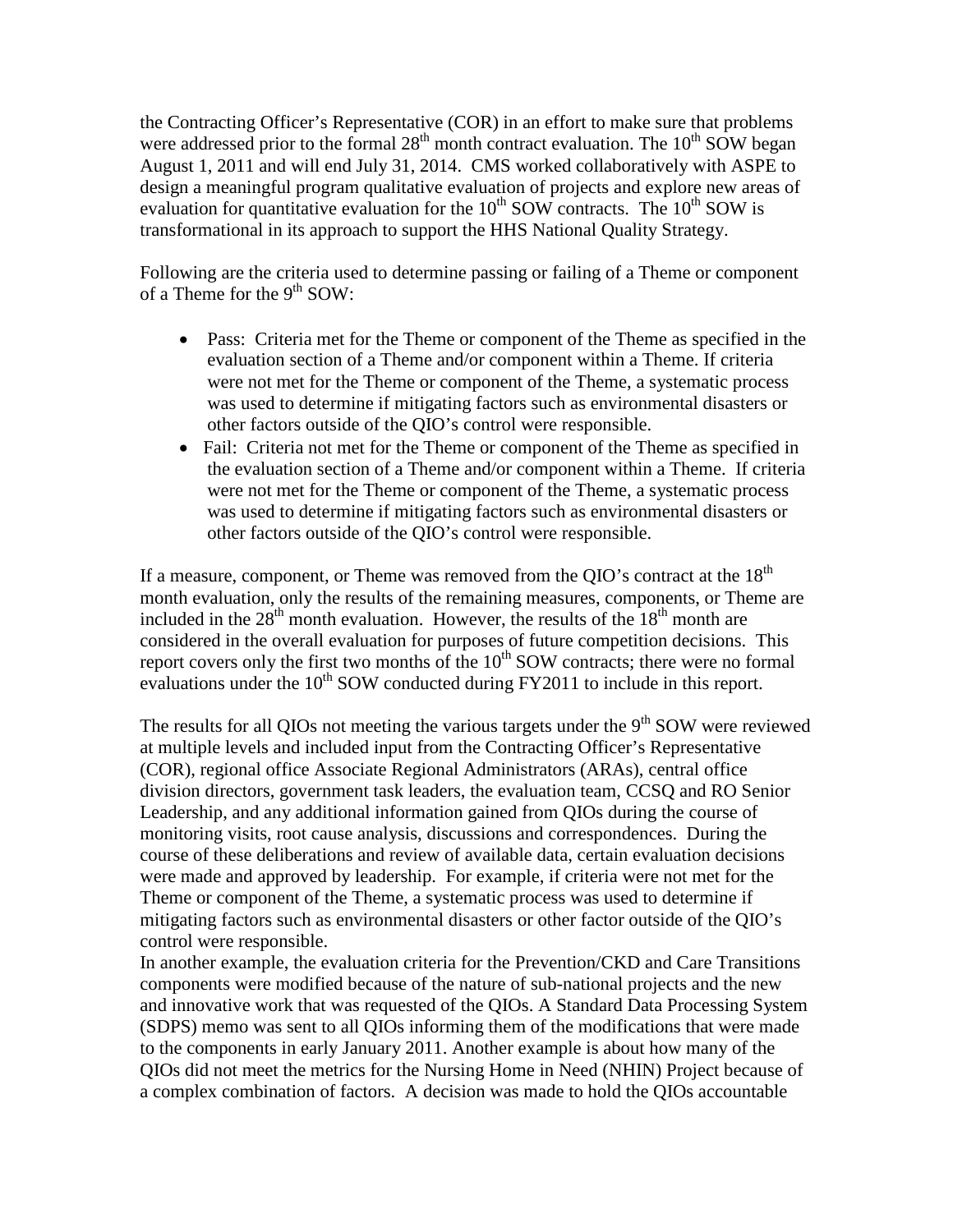the Contracting Officer's Representative (COR) in an effort to make sure that problems were addressed prior to the formal 28th month contract evaluation. The 10th SOW began August 1, 2011 and will end July 31, 2014. CMS worked collaboratively with ASPE to design a meaningful program qualitative evaluation of projects and explore new areas of evaluation for quantitative evaluation for the 10th SOW contracts. The 10th SOW is transformational in its approach to support the HHS National Quality Strategy.

Following are the criteria used to determine passing or failing of a Theme or component of a Theme for the 9th SOW:

- Pass: Criteria met for the Theme or component of the Theme as specified in the evaluation section of a Theme and/or component within a Theme. If criteria were not met for the Theme or component of the Theme, a systematic process was used to determine if mitigating factors such as environmental disasters or other factors outside of the QIO's control were responsible.
- Fail: Criteria not met for the Theme or component of the Theme as specified in the evaluation section of a Theme and/or component within a Theme. If criteria were not met for the Theme or component of the Theme, a systematic process was used to determine if mitigating factors such as environmental disasters or other factors outside of the QIO's control were responsible.

If a measure, component, or Theme was removed from the QIO's contract at the 18th month evaluation, only the results of the remaining measures, components, or Theme are included in the 28th month evaluation. However, the results of the 18th month are considered in the overall evaluation for purposes of future competition decisions. This report covers only the first two months of the 10th SOW contracts; there were no formal evaluations under the 10th SOW conducted during FY2011 to include in this report.

The results for all QIOs not meeting the various targets under the 9th SOW were reviewed at multiple levels and included input from the Contracting Officer's Representative (COR), regional office Associate Regional Administrators (ARAs), central office division directors, government task leaders, the evaluation team, CCSQ and RO Senior Leadership, and any additional information gained from QIOs during the course of monitoring visits, root cause analysis, discussions and correspondences. During the course of these deliberations and review of available data, certain evaluation decisions were made and approved by leadership. For example, if criteria were not met for the Theme or component of the Theme, a systematic process was used to determine if mitigating factors such as environmental disasters or other factor outside of the QIO's control were responsible.
In another example, the evaluation criteria for the Prevention/CKD and Care Transitions components were modified because of the nature of sub-national projects and the new and innovative work that was requested of the QIOs. A Standard Data Processing System (SDPS) memo was sent to all QIOs informing them of the modifications that were made to the components in early January 2011. Another example is about how many of the QIOs did not meet the metrics for the Nursing Home in Need (NHIN) Project because of a complex combination of factors. A decision was made to hold the QIOs accountable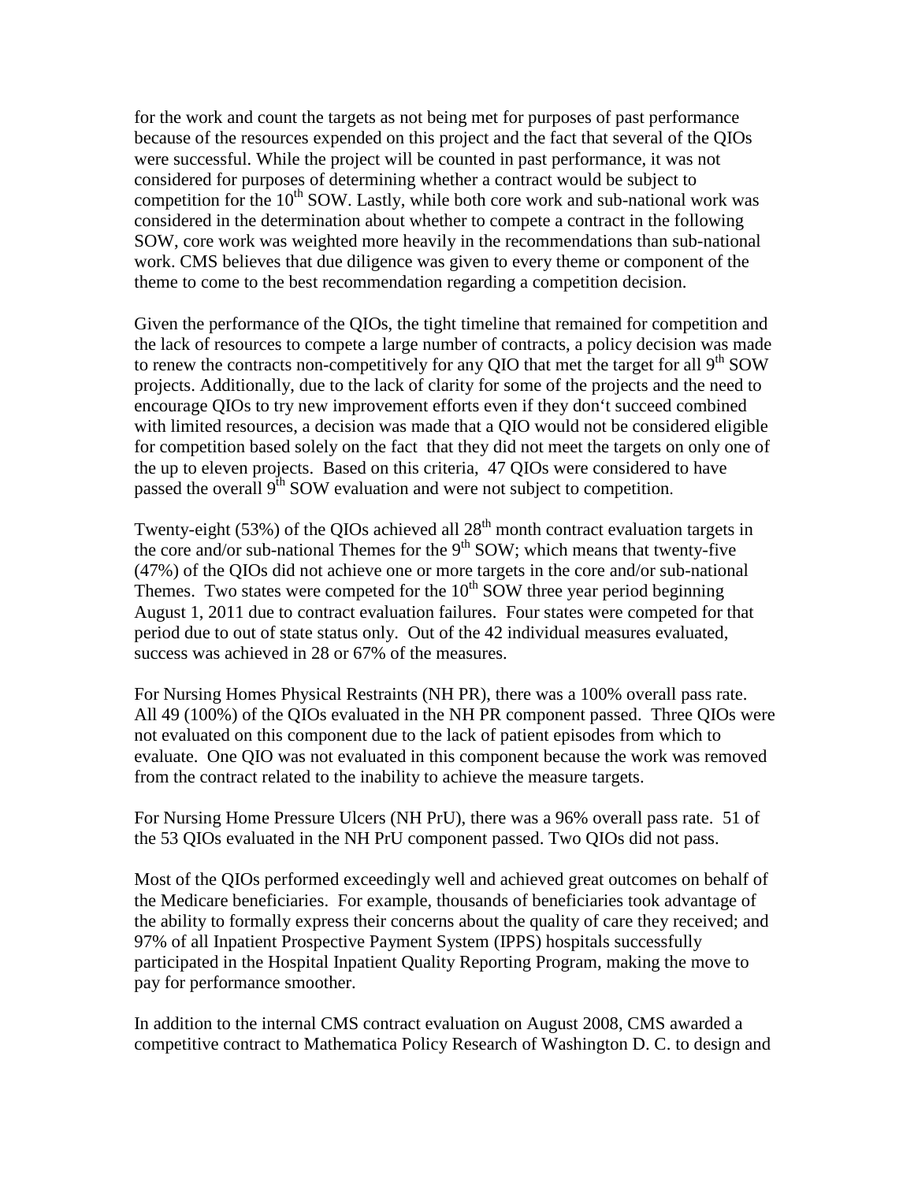for the work and count the targets as not being met for purposes of past performance because of the resources expended on this project and the fact that several of the QIOs were successful. While the project will be counted in past performance, it was not considered for purposes of determining whether a contract would be subject to competition for the 10th SOW. Lastly, while both core work and sub-national work was considered in the determination about whether to compete a contract in the following SOW, core work was weighted more heavily in the recommendations than sub-national work. CMS believes that due diligence was given to every theme or component of the theme to come to the best recommendation regarding a competition decision.

Given the performance of the QIOs, the tight timeline that remained for competition and the lack of resources to compete a large number of contracts, a policy decision was made to renew the contracts non-competitively for any QIO that met the target for all 9th SOW projects. Additionally, due to the lack of clarity for some of the projects and the need to encourage QIOs to try new improvement efforts even if they don't succeed combined with limited resources, a decision was made that a QIO would not be considered eligible for competition based solely on the fact that they did not meet the targets on only one of the up to eleven projects. Based on this criteria, 47 QIOs were considered to have passed the overall 9th SOW evaluation and were not subject to competition.

Twenty-eight (53%) of the QIOs achieved all 28th month contract evaluation targets in the core and/or sub-national Themes for the 9th SOW; which means that twenty-five (47%) of the QIOs did not achieve one or more targets in the core and/or sub-national Themes. Two states were competed for the 10th SOW three year period beginning August 1, 2011 due to contract evaluation failures. Four states were competed for that period due to out of state status only. Out of the 42 individual measures evaluated, success was achieved in 28 or 67% of the measures.

For Nursing Homes Physical Restraints (NH PR), there was a 100% overall pass rate. All 49 (100%) of the QIOs evaluated in the NH PR component passed. Three QIOs were not evaluated on this component due to the lack of patient episodes from which to evaluate. One QIO was not evaluated in this component because the work was removed from the contract related to the inability to achieve the measure targets.

For Nursing Home Pressure Ulcers (NH PrU), there was a 96% overall pass rate. 51 of the 53 QIOs evaluated in the NH PrU component passed. Two QIOs did not pass.

Most of the QIOs performed exceedingly well and achieved great outcomes on behalf of the Medicare beneficiaries. For example, thousands of beneficiaries took advantage of the ability to formally express their concerns about the quality of care they received; and 97% of all Inpatient Prospective Payment System (IPPS) hospitals successfully participated in the Hospital Inpatient Quality Reporting Program, making the move to pay for performance smoother.

In addition to the internal CMS contract evaluation on August 2008, CMS awarded a competitive contract to Mathematica Policy Research of Washington D. C. to design and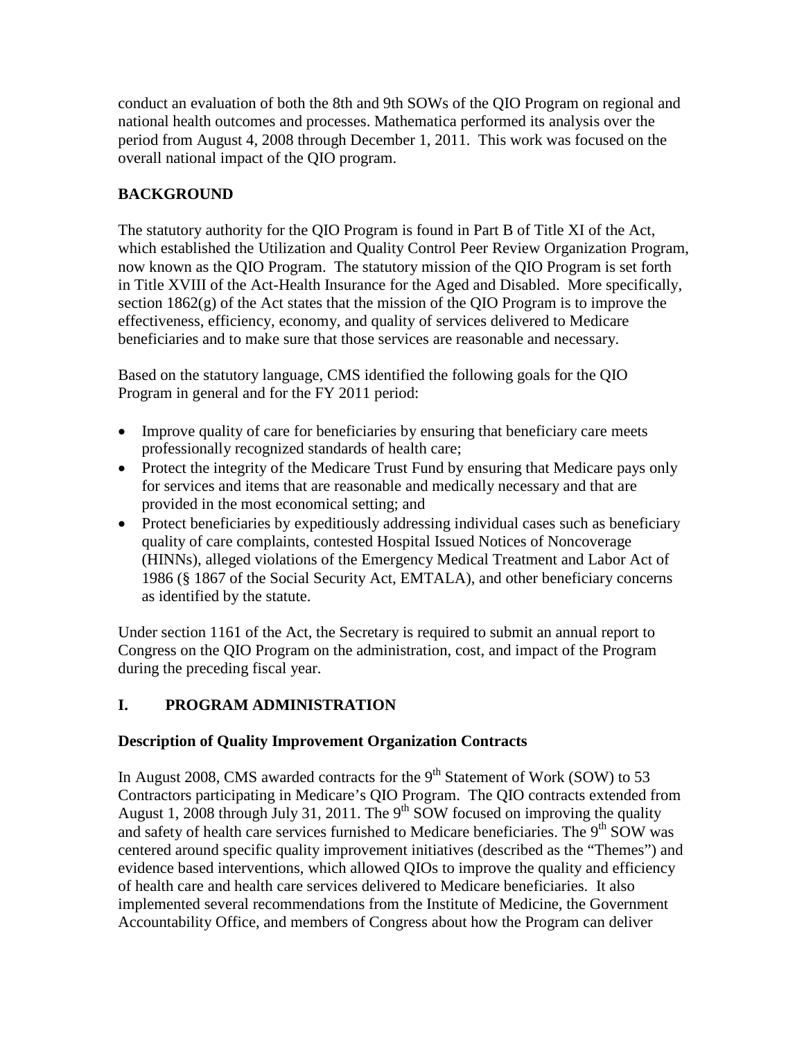conduct an evaluation of both the 8th and 9th SOWs of the QIO Program on regional and national health outcomes and processes. Mathematica performed its analysis over the period from August 4, 2008 through December 1, 2011. This work was focused on the overall national impact of the QIO program.

## BACKGROUND

The statutory authority for the QIO Program is found in Part B of Title XI of the Act, which established the Utilization and Quality Control Peer Review Organization Program, now known as the QIO Program. The statutory mission of the QIO Program is set forth in Title XVIII of the Act-Health Insurance for the Aged and Disabled. More specifically, section 1862(g) of the Act states that the mission of the QIO Program is to improve the effectiveness, efficiency, economy, and quality of services delivered to Medicare beneficiaries and to make sure that those services are reasonable and necessary.

Based on the statutory language, CMS identified the following goals for the QIO Program in general and for the FY 2011 period:

- Improve quality of care for beneficiaries by ensuring that beneficiary care meets professionally recognized standards of health care;
- Protect the integrity of the Medicare Trust Fund by ensuring that Medicare pays only for services and items that are reasonable and medically necessary and that are provided in the most economical setting; and
- Protect beneficiaries by expeditiously addressing individual cases such as beneficiary quality of care complaints, contested Hospital Issued Notices of Noncoverage (HINNs), alleged violations of the Emergency Medical Treatment and Labor Act of 1986 (§ 1867 of the Social Security Act, EMTALA), and other beneficiary concerns as identified by the statute.

Under section 1161 of the Act, the Secretary is required to submit an annual report to Congress on the QIO Program on the administration, cost, and impact of the Program during the preceding fiscal year.

## I. PROGRAM ADMINISTRATION

### Description of Quality Improvement Organization Contracts

In August 2008, CMS awarded contracts for the 9th Statement of Work (SOW) to 53 Contractors participating in Medicare's QIO Program. The QIO contracts extended from August 1, 2008 through July 31, 2011. The 9th SOW focused on improving the quality and safety of health care services furnished to Medicare beneficiaries. The 9th SOW was centered around specific quality improvement initiatives (described as the "Themes") and evidence based interventions, which allowed QIOs to improve the quality and efficiency of health care and health care services delivered to Medicare beneficiaries. It also implemented several recommendations from the Institute of Medicine, the Government Accountability Office, and members of Congress about how the Program can deliver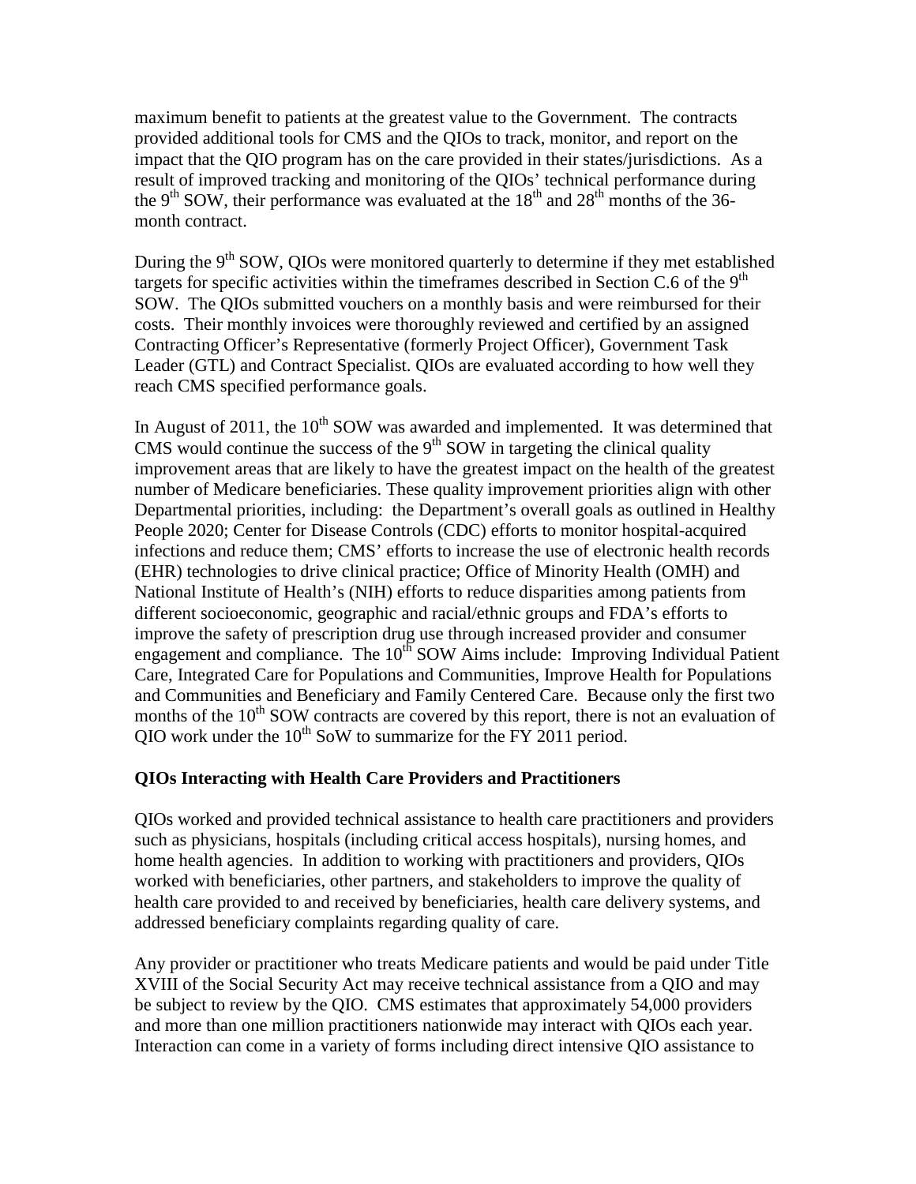maximum benefit to patients at the greatest value to the Government. The contracts provided additional tools for CMS and the QIOs to track, monitor, and report on the impact that the QIO program has on the care provided in their states/jurisdictions. As a result of improved tracking and monitoring of the QIOs' technical performance during the 9th SOW, their performance was evaluated at the 18th and 28th months of the 36-month contract.

During the 9th SOW, QIOs were monitored quarterly to determine if they met established targets for specific activities within the timeframes described in Section C.6 of the 9th SOW. The QIOs submitted vouchers on a monthly basis and were reimbursed for their costs. Their monthly invoices were thoroughly reviewed and certified by an assigned Contracting Officer's Representative (formerly Project Officer), Government Task Leader (GTL) and Contract Specialist. QIOs are evaluated according to how well they reach CMS specified performance goals.

In August of 2011, the 10th SOW was awarded and implemented. It was determined that CMS would continue the success of the 9th SOW in targeting the clinical quality improvement areas that are likely to have the greatest impact on the health of the greatest number of Medicare beneficiaries. These quality improvement priorities align with other Departmental priorities, including: the Department's overall goals as outlined in Healthy People 2020; Center for Disease Controls (CDC) efforts to monitor hospital-acquired infections and reduce them; CMS' efforts to increase the use of electronic health records (EHR) technologies to drive clinical practice; Office of Minority Health (OMH) and National Institute of Health's (NIH) efforts to reduce disparities among patients from different socioeconomic, geographic and racial/ethnic groups and FDA's efforts to improve the safety of prescription drug use through increased provider and consumer engagement and compliance. The 10th SOW Aims include: Improving Individual Patient Care, Integrated Care for Populations and Communities, Improve Health for Populations and Communities and Beneficiary and Family Centered Care. Because only the first two months of the 10th SOW contracts are covered by this report, there is not an evaluation of QIO work under the 10th SoW to summarize for the FY 2011 period.

**QIOs Interacting with Health Care Providers and Practitioners**

QIOs worked and provided technical assistance to health care practitioners and providers such as physicians, hospitals (including critical access hospitals), nursing homes, and home health agencies. In addition to working with practitioners and providers, QIOs worked with beneficiaries, other partners, and stakeholders to improve the quality of health care provided to and received by beneficiaries, health care delivery systems, and addressed beneficiary complaints regarding quality of care.

Any provider or practitioner who treats Medicare patients and would be paid under Title XVIII of the Social Security Act may receive technical assistance from a QIO and may be subject to review by the QIO. CMS estimates that approximately 54,000 providers and more than one million practitioners nationwide may interact with QIOs each year. Interaction can come in a variety of forms including direct intensive QIO assistance to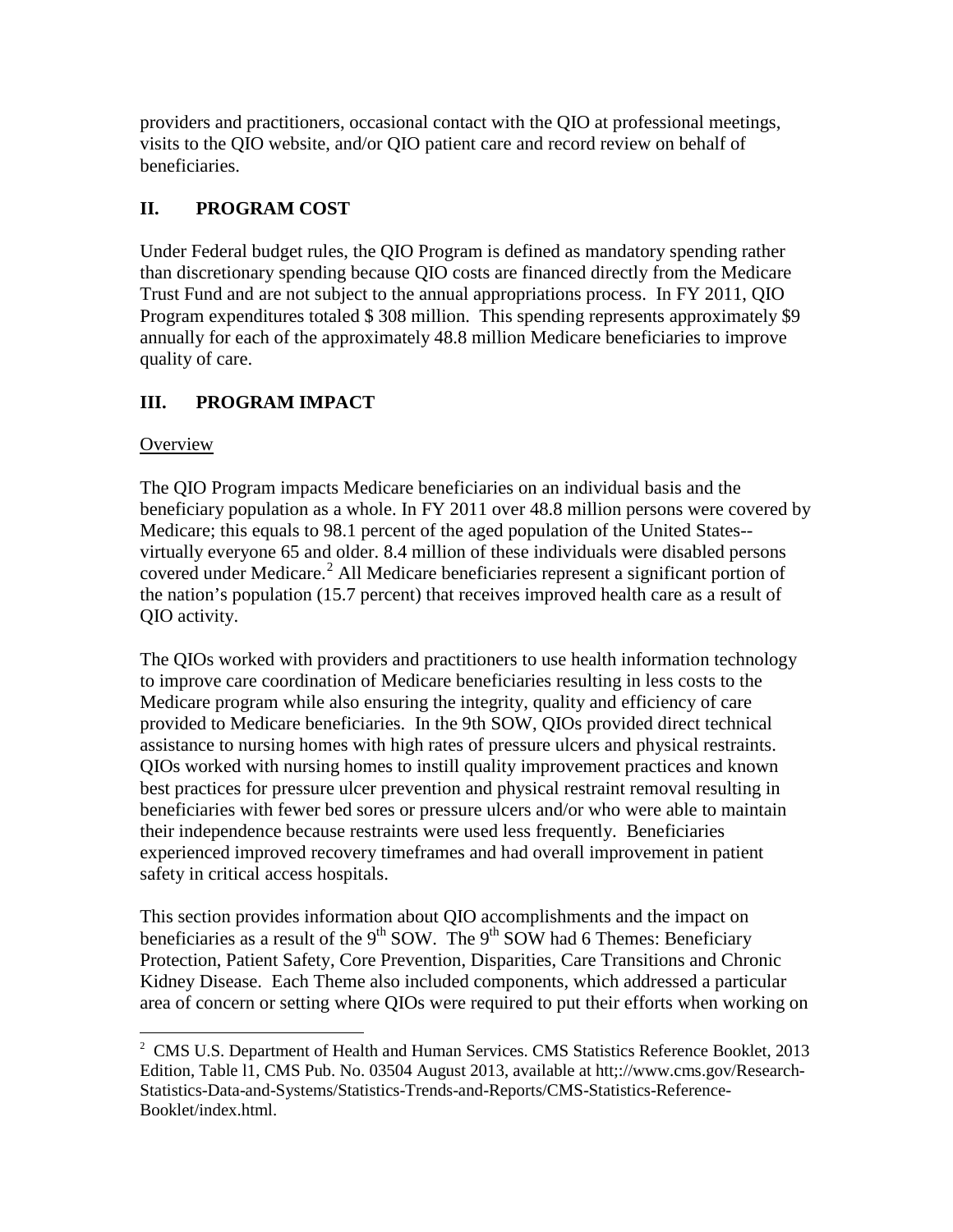providers and practitioners, occasional contact with the QIO at professional meetings, visits to the QIO website, and/or QIO patient care and record review on behalf of beneficiaries.

## II. PROGRAM COST

Under Federal budget rules, the QIO Program is defined as mandatory spending rather than discretionary spending because QIO costs are financed directly from the Medicare Trust Fund and are not subject to the annual appropriations process. In FY 2011, QIO Program expenditures totaled $ 308 million. This spending represents approximately $9 annually for each of the approximately 48.8 million Medicare beneficiaries to improve quality of care.

## III. PROGRAM IMPACT

Overview

The QIO Program impacts Medicare beneficiaries on an individual basis and the beneficiary population as a whole. In FY 2011 over 48.8 million persons were covered by Medicare; this equals to 98.1 percent of the aged population of the United States--virtually everyone 65 and older. 8.4 million of these individuals were disabled persons covered under Medicare.[2] All Medicare beneficiaries represent a significant portion of the nation's population (15.7 percent) that receives improved health care as a result of QIO activity.

The QIOs worked with providers and practitioners to use health information technology to improve care coordination of Medicare beneficiaries resulting in less costs to the Medicare program while also ensuring the integrity, quality and efficiency of care provided to Medicare beneficiaries. In the 9th SOW, QIOs provided direct technical assistance to nursing homes with high rates of pressure ulcers and physical restraints. QIOs worked with nursing homes to instill quality improvement practices and known best practices for pressure ulcer prevention and physical restraint removal resulting in beneficiaries with fewer bed sores or pressure ulcers and/or who were able to maintain their independence because restraints were used less frequently. Beneficiaries experienced improved recovery timeframes and had overall improvement in patient safety in critical access hospitals.

This section provides information about QIO accomplishments and the impact on beneficiaries as a result of the 9th SOW. The 9th SOW had 6 Themes: Beneficiary Protection, Patient Safety, Core Prevention, Disparities, Care Transitions and Chronic Kidney Disease. Each Theme also included components, which addressed a particular area of concern or setting where QIOs were required to put their efforts when working on

---

[2] CMS U.S. Department of Health and Human Services. CMS Statistics Reference Booklet, 2013 Edition, Table l1, CMS Pub. No. 03504 August 2013, available at htt;://www.cms.gov/Research-Statistics-Data-and-Systems/Statistics-Trends-and-Reports/CMS-Statistics-Reference-Booklet/index.html.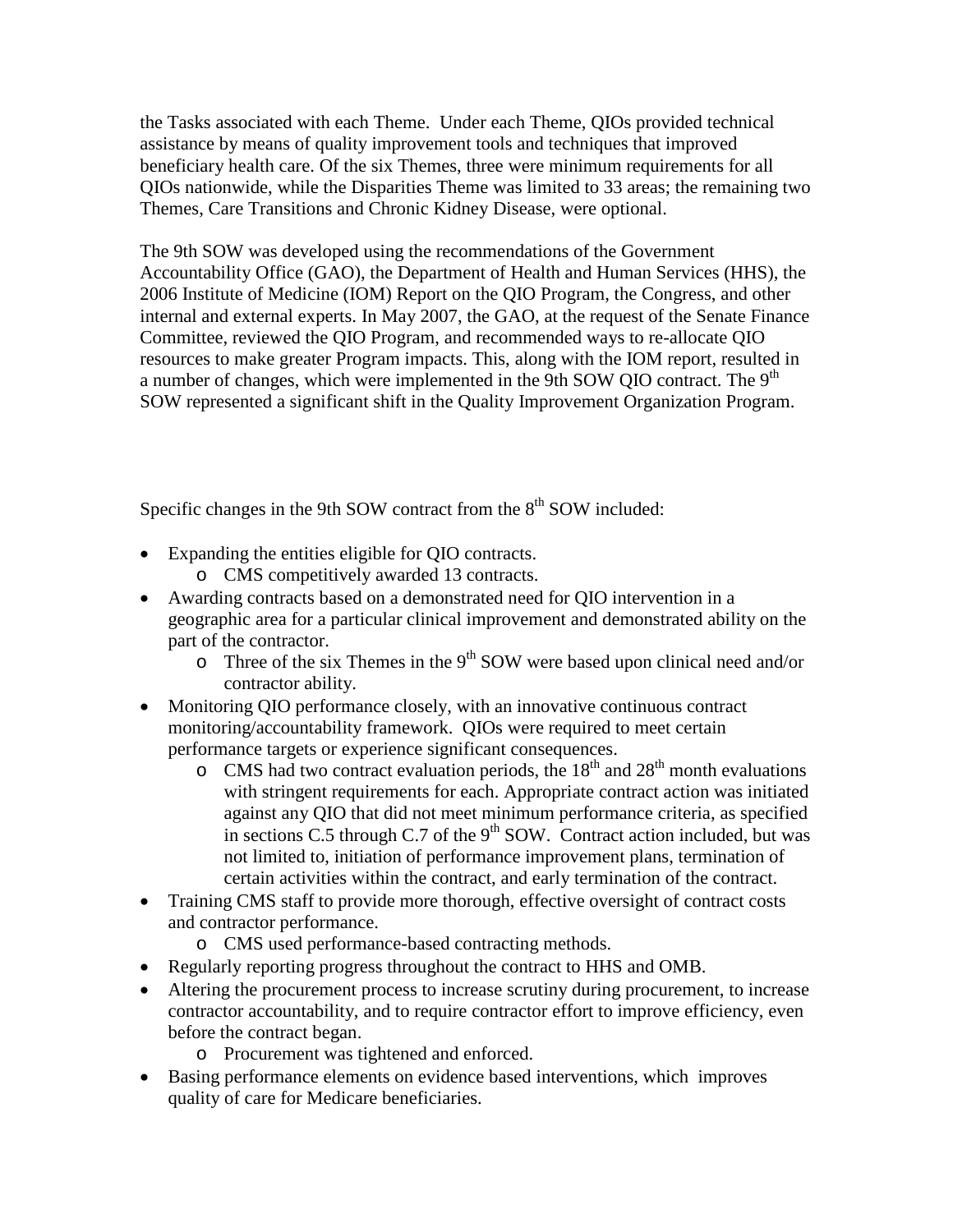the Tasks associated with each Theme. Under each Theme, QIOs provided technical assistance by means of quality improvement tools and techniques that improved beneficiary health care. Of the six Themes, three were minimum requirements for all QIOs nationwide, while the Disparities Theme was limited to 33 areas; the remaining two Themes, Care Transitions and Chronic Kidney Disease, were optional.

The 9th SOW was developed using the recommendations of the Government Accountability Office (GAO), the Department of Health and Human Services (HHS), the 2006 Institute of Medicine (IOM) Report on the QIO Program, the Congress, and other internal and external experts. In May 2007, the GAO, at the request of the Senate Finance Committee, reviewed the QIO Program, and recommended ways to re-allocate QIO resources to make greater Program impacts. This, along with the IOM report, resulted in a number of changes, which were implemented in the 9th SOW QIO contract. The 9th SOW represented a significant shift in the Quality Improvement Organization Program.

Specific changes in the 9th SOW contract from the 8th SOW included:

- Expanding the entities eligible for QIO contracts.
    - CMS competitively awarded 13 contracts.
- Awarding contracts based on a demonstrated need for QIO intervention in a geographic area for a particular clinical improvement and demonstrated ability on the part of the contractor.
    - Three of the six Themes in the 9th SOW were based upon clinical need and/or contractor ability.
- Monitoring QIO performance closely, with an innovative continuous contract monitoring/accountability framework. QIOs were required to meet certain performance targets or experience significant consequences.
    - CMS had two contract evaluation periods, the 18th and 28th month evaluations with stringent requirements for each. Appropriate contract action was initiated against any QIO that did not meet minimum performance criteria, as specified in sections C.5 through C.7 of the 9th SOW. Contract action included, but was not limited to, initiation of performance improvement plans, termination of certain activities within the contract, and early termination of the contract.
- Training CMS staff to provide more thorough, effective oversight of contract costs and contractor performance.
    - CMS used performance-based contracting methods.
- Regularly reporting progress throughout the contract to HHS and OMB.
- Altering the procurement process to increase scrutiny during procurement, to increase contractor accountability, and to require contractor effort to improve efficiency, even before the contract began.
    - Procurement was tightened and enforced.
- Basing performance elements on evidence based interventions, which improves quality of care for Medicare beneficiaries.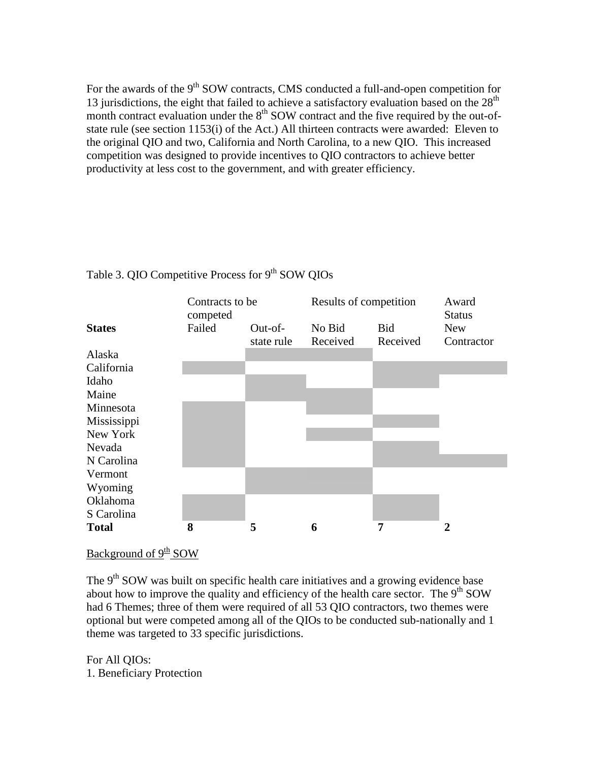For the awards of the 9th SOW contracts, CMS conducted a full-and-open competition for 13 jurisdictions, the eight that failed to achieve a satisfactory evaluation based on the 28th month contract evaluation under the 8th SOW contract and the five required by the out-of-state rule (see section 1153(i) of the Act.) All thirteen contracts were awarded: Eleven to the original QIO and two, California and North Carolina, to a new QIO. This increased competition was designed to provide incentives to QIO contractors to achieve better productivity at less cost to the government, and with greater efficiency.

Table 3. QIO Competitive Process for 9th SOW QIOs

| | Contracts to be competed | | Results of competition | | Award Status |
|---|---|---|---|---|---|
| **States** | Failed | Out-of-state rule | No Bid Received | Bid Received | New Contractor |
| Alaska | | X | X | | |
| California | X | | | X | X |
| Idaho | | X | | X | |
| Maine | | X | X | | |
| Minnesota | X | | X | | |
| Mississippi | X | | | X | |
| New York | X | | X | | |
| Nevada | X | | | X | |
| N Carolina | X | | | X | X |
| Vermont | | X | X | | |
| Wyoming | | X | X | | |
| Oklahoma | X | | | X | |
| S Carolina | X | | | X | |
| **Total** | **8** | **5** | **6** | **7** | **2** |

Background of 9th SOW

The 9th SOW was built on specific health care initiatives and a growing evidence base about how to improve the quality and efficiency of the health care sector. The 9th SOW had 6 Themes; three of them were required of all 53 QIO contractors, two themes were optional but were competed among all of the QIOs to be conducted sub-nationally and 1 theme was targeted to 33 specific jurisdictions.

For All QIOs:

1. Beneficiary Protection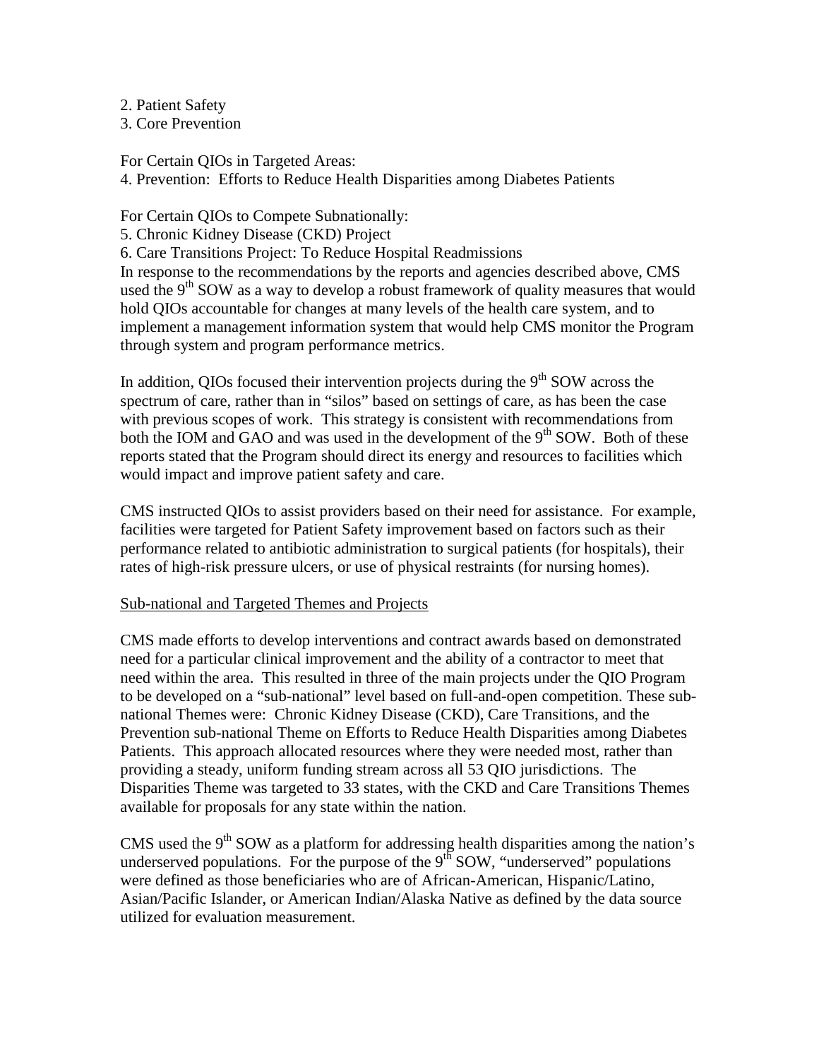2. Patient Safety
3. Core Prevention

For Certain QIOs in Targeted Areas:
4. Prevention: Efforts to Reduce Health Disparities among Diabetes Patients

For Certain QIOs to Compete Subnationally:
5. Chronic Kidney Disease (CKD) Project
6. Care Transitions Project: To Reduce Hospital Readmissions

In response to the recommendations by the reports and agencies described above, CMS used the 9th SOW as a way to develop a robust framework of quality measures that would hold QIOs accountable for changes at many levels of the health care system, and to implement a management information system that would help CMS monitor the Program through system and program performance metrics.

In addition, QIOs focused their intervention projects during the 9th SOW across the spectrum of care, rather than in "silos" based on settings of care, as has been the case with previous scopes of work. This strategy is consistent with recommendations from both the IOM and GAO and was used in the development of the 9th SOW. Both of these reports stated that the Program should direct its energy and resources to facilities which would impact and improve patient safety and care.

CMS instructed QIOs to assist providers based on their need for assistance. For example, facilities were targeted for Patient Safety improvement based on factors such as their performance related to antibiotic administration to surgical patients (for hospitals), their rates of high-risk pressure ulcers, or use of physical restraints (for nursing homes).

Sub-national and Targeted Themes and Projects

CMS made efforts to develop interventions and contract awards based on demonstrated need for a particular clinical improvement and the ability of a contractor to meet that need within the area. This resulted in three of the main projects under the QIO Program to be developed on a "sub-national" level based on full-and-open competition. These sub-national Themes were: Chronic Kidney Disease (CKD), Care Transitions, and the Prevention sub-national Theme on Efforts to Reduce Health Disparities among Diabetes Patients. This approach allocated resources where they were needed most, rather than providing a steady, uniform funding stream across all 53 QIO jurisdictions. The Disparities Theme was targeted to 33 states, with the CKD and Care Transitions Themes available for proposals for any state within the nation.

CMS used the 9th SOW as a platform for addressing health disparities among the nation's underserved populations. For the purpose of the 9th SOW, "underserved" populations were defined as those beneficiaries who are of African-American, Hispanic/Latino, Asian/Pacific Islander, or American Indian/Alaska Native as defined by the data source utilized for evaluation measurement.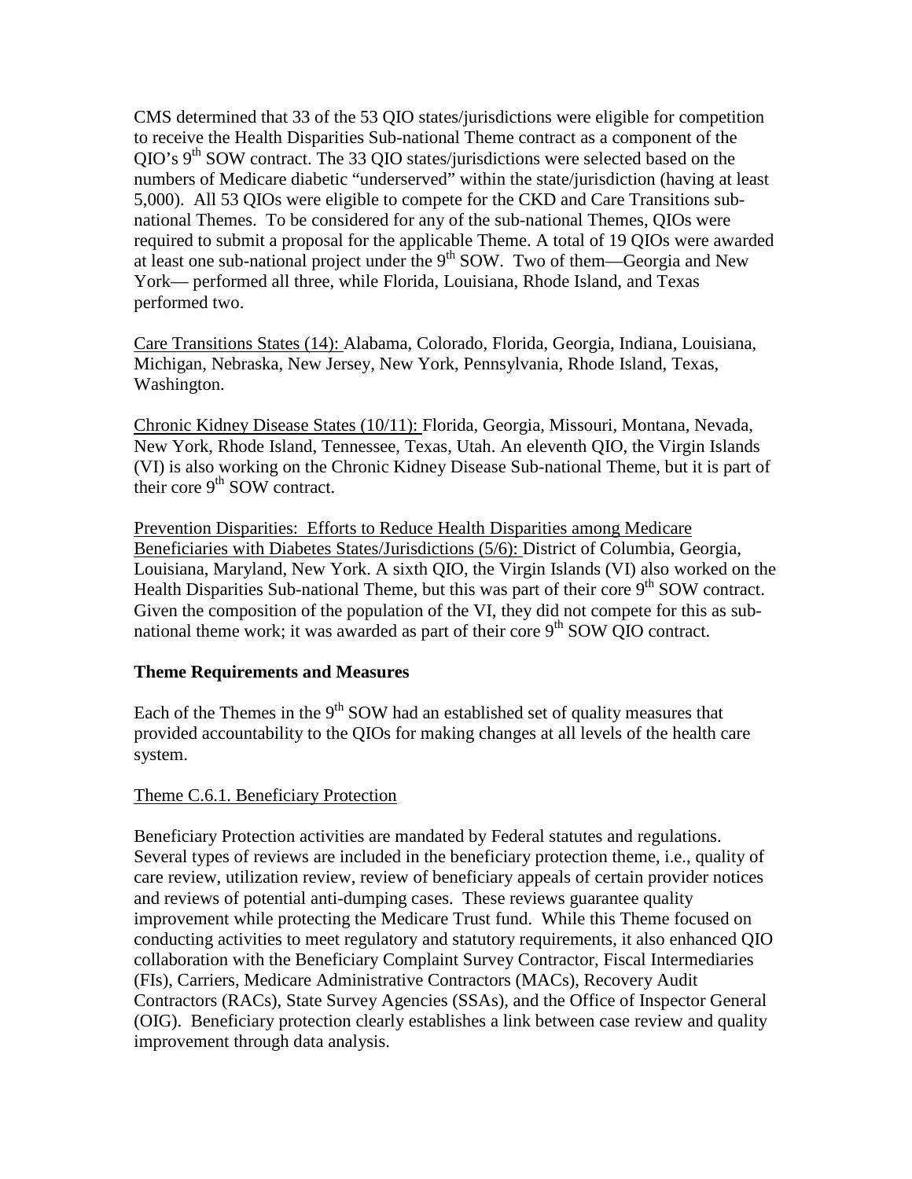CMS determined that 33 of the 53 QIO states/jurisdictions were eligible for competition to receive the Health Disparities Sub-national Theme contract as a component of the QIO's 9th SOW contract. The 33 QIO states/jurisdictions were selected based on the numbers of Medicare diabetic "underserved" within the state/jurisdiction (having at least 5,000). All 53 QIOs were eligible to compete for the CKD and Care Transitions sub-national Themes. To be considered for any of the sub-national Themes, QIOs were required to submit a proposal for the applicable Theme. A total of 19 QIOs were awarded at least one sub-national project under the 9th SOW. Two of them—Georgia and New York— performed all three, while Florida, Louisiana, Rhode Island, and Texas performed two.

Care Transitions States (14): Alabama, Colorado, Florida, Georgia, Indiana, Louisiana, Michigan, Nebraska, New Jersey, New York, Pennsylvania, Rhode Island, Texas, Washington.

Chronic Kidney Disease States (10/11): Florida, Georgia, Missouri, Montana, Nevada, New York, Rhode Island, Tennessee, Texas, Utah. An eleventh QIO, the Virgin Islands (VI) is also working on the Chronic Kidney Disease Sub-national Theme, but it is part of their core 9th SOW contract.

Prevention Disparities: Efforts to Reduce Health Disparities among Medicare Beneficiaries with Diabetes States/Jurisdictions (5/6): District of Columbia, Georgia, Louisiana, Maryland, New York. A sixth QIO, the Virgin Islands (VI) also worked on the Health Disparities Sub-national Theme, but this was part of their core 9th SOW contract. Given the composition of the population of the VI, they did not compete for this as sub-national theme work; it was awarded as part of their core 9th SOW QIO contract.

**Theme Requirements and Measures**

Each of the Themes in the 9th SOW had an established set of quality measures that provided accountability to the QIOs for making changes at all levels of the health care system.

Theme C.6.1. Beneficiary Protection

Beneficiary Protection activities are mandated by Federal statutes and regulations. Several types of reviews are included in the beneficiary protection theme, i.e., quality of care review, utilization review, review of beneficiary appeals of certain provider notices and reviews of potential anti-dumping cases. These reviews guarantee quality improvement while protecting the Medicare Trust fund. While this Theme focused on conducting activities to meet regulatory and statutory requirements, it also enhanced QIO collaboration with the Beneficiary Complaint Survey Contractor, Fiscal Intermediaries (FIs), Carriers, Medicare Administrative Contractors (MACs), Recovery Audit Contractors (RACs), State Survey Agencies (SSAs), and the Office of Inspector General (OIG). Beneficiary protection clearly establishes a link between case review and quality improvement through data analysis.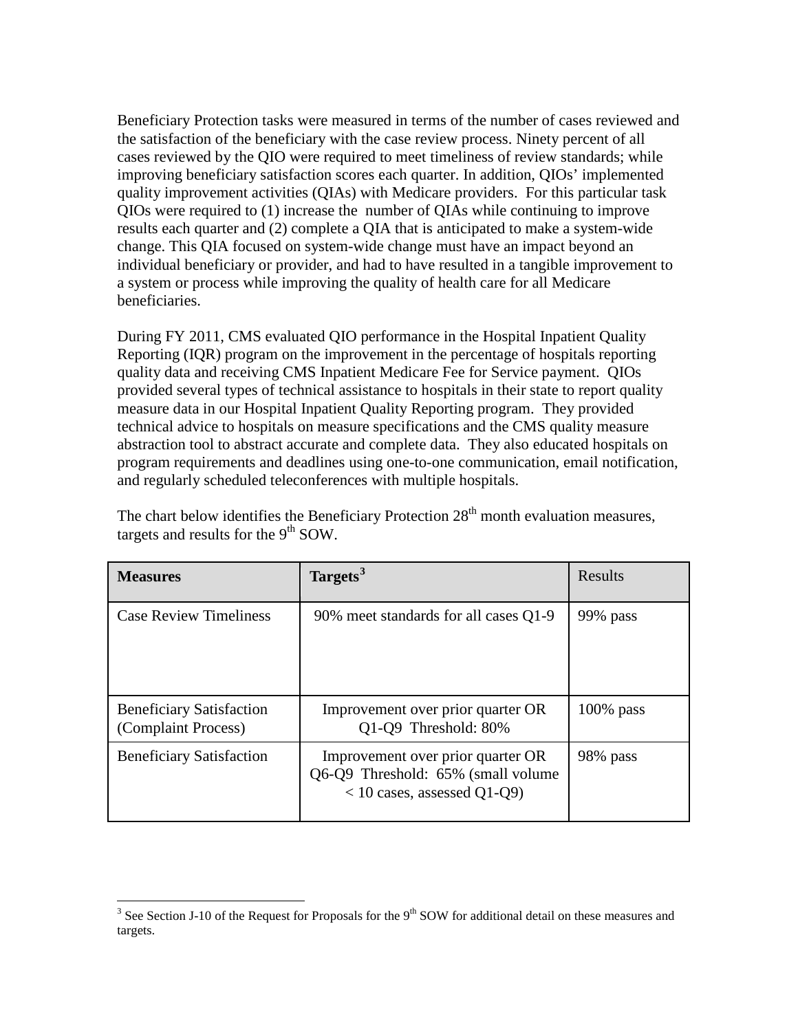Beneficiary Protection tasks were measured in terms of the number of cases reviewed and the satisfaction of the beneficiary with the case review process. Ninety percent of all cases reviewed by the QIO were required to meet timeliness of review standards; while improving beneficiary satisfaction scores each quarter. In addition, QIOs' implemented quality improvement activities (QIAs) with Medicare providers. For this particular task QIOs were required to (1) increase the number of QIAs while continuing to improve results each quarter and (2) complete a QIA that is anticipated to make a system-wide change. This QIA focused on system-wide change must have an impact beyond an individual beneficiary or provider, and had to have resulted in a tangible improvement to a system or process while improving the quality of health care for all Medicare beneficiaries.

During FY 2011, CMS evaluated QIO performance in the Hospital Inpatient Quality Reporting (IQR) program on the improvement in the percentage of hospitals reporting quality data and receiving CMS Inpatient Medicare Fee for Service payment. QIOs provided several types of technical assistance to hospitals in their state to report quality measure data in our Hospital Inpatient Quality Reporting program. They provided technical advice to hospitals on measure specifications and the CMS quality measure abstraction tool to abstract accurate and complete data. They also educated hospitals on program requirements and deadlines using one-to-one communication, email notification, and regularly scheduled teleconferences with multiple hospitals.

The chart below identifies the Beneficiary Protection 28th month evaluation measures, targets and results for the 9th SOW.

| **Measures** | **Targets**[3] | Results |
|---|---|---|
| Case Review Timeliness | 90% meet standards for all cases Q1-9 | 99% pass |
| Beneficiary Satisfaction (Complaint Process) | Improvement over prior quarter OR Q1-Q9 Threshold: 80% | 100% pass |
| Beneficiary Satisfaction | Improvement over prior quarter OR Q6-Q9 Threshold: 65% (small volume < 10 cases, assessed Q1-Q9) | 98% pass |

[3] See Section J-10 of the Request for Proposals for the 9th SOW for additional detail on these measures and targets.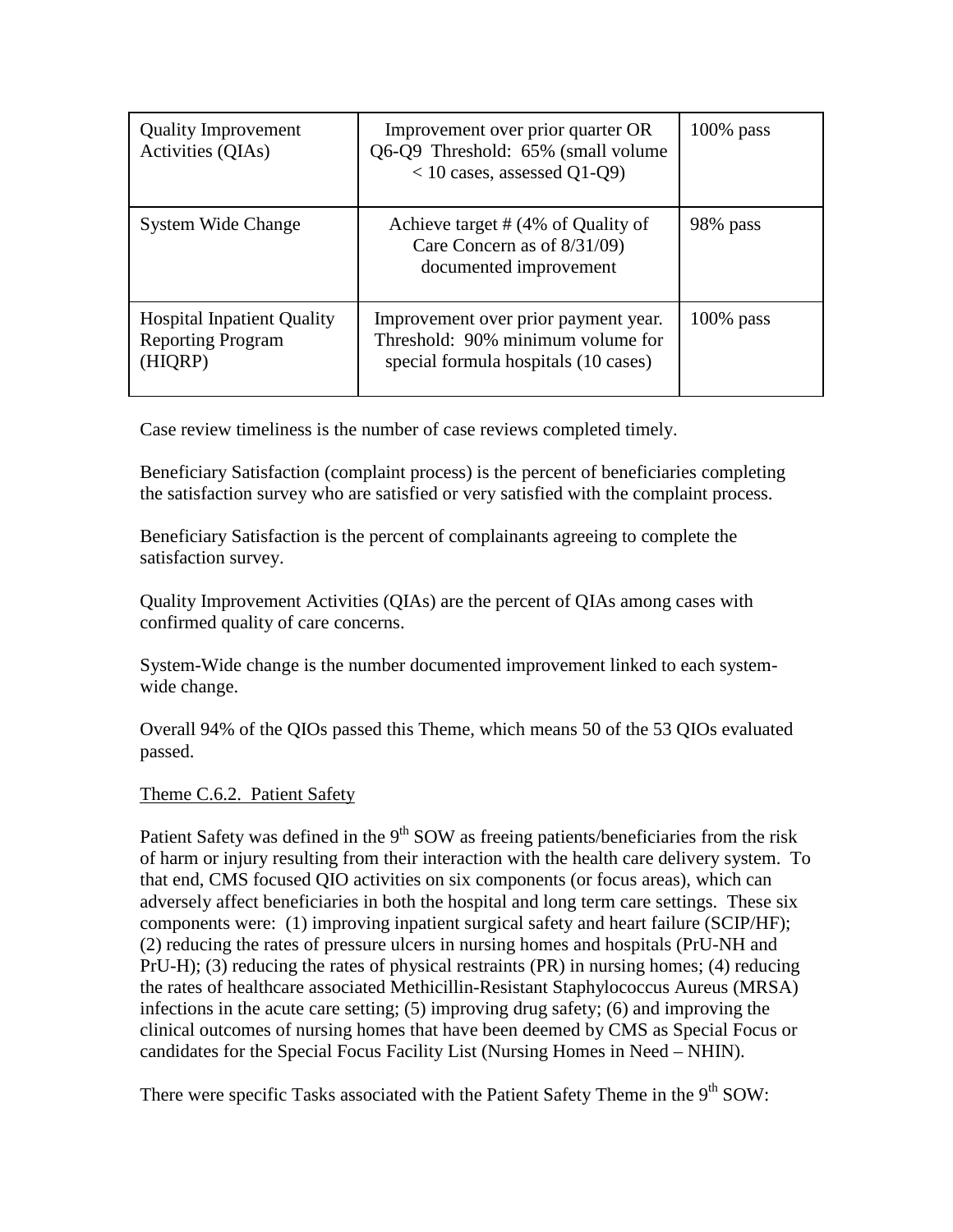| Quality Improvement Activities (QIAs) | Improvement over prior quarter OR Q6-Q9 Threshold: 65% (small volume < 10 cases, assessed Q1-Q9) | 100% pass |
|---|---|---|
| System Wide Change | Achieve target # (4% of Quality of Care Concern as of 8/31/09) documented improvement | 98% pass |
| Hospital Inpatient Quality Reporting Program (HIQRP) | Improvement over prior payment year. Threshold: 90% minimum volume for special formula hospitals (10 cases) | 100% pass |

Case review timeliness is the number of case reviews completed timely.

Beneficiary Satisfaction (complaint process) is the percent of beneficiaries completing the satisfaction survey who are satisfied or very satisfied with the complaint process.

Beneficiary Satisfaction is the percent of complainants agreeing to complete the satisfaction survey.

Quality Improvement Activities (QIAs) are the percent of QIAs among cases with confirmed quality of care concerns.

System-Wide change is the number documented improvement linked to each system-wide change.

Overall 94% of the QIOs passed this Theme, which means 50 of the 53 QIOs evaluated passed.

Theme C.6.2. Patient Safety

Patient Safety was defined in the 9th SOW as freeing patients/beneficiaries from the risk of harm or injury resulting from their interaction with the health care delivery system. To that end, CMS focused QIO activities on six components (or focus areas), which can adversely affect beneficiaries in both the hospital and long term care settings. These six components were: (1) improving inpatient surgical safety and heart failure (SCIP/HF); (2) reducing the rates of pressure ulcers in nursing homes and hospitals (PrU-NH and PrU-H); (3) reducing the rates of physical restraints (PR) in nursing homes; (4) reducing the rates of healthcare associated Methicillin-Resistant Staphylococcus Aureus (MRSA) infections in the acute care setting; (5) improving drug safety; (6) and improving the clinical outcomes of nursing homes that have been deemed by CMS as Special Focus or candidates for the Special Focus Facility List (Nursing Homes in Need – NHIN).

There were specific Tasks associated with the Patient Safety Theme in the 9th SOW: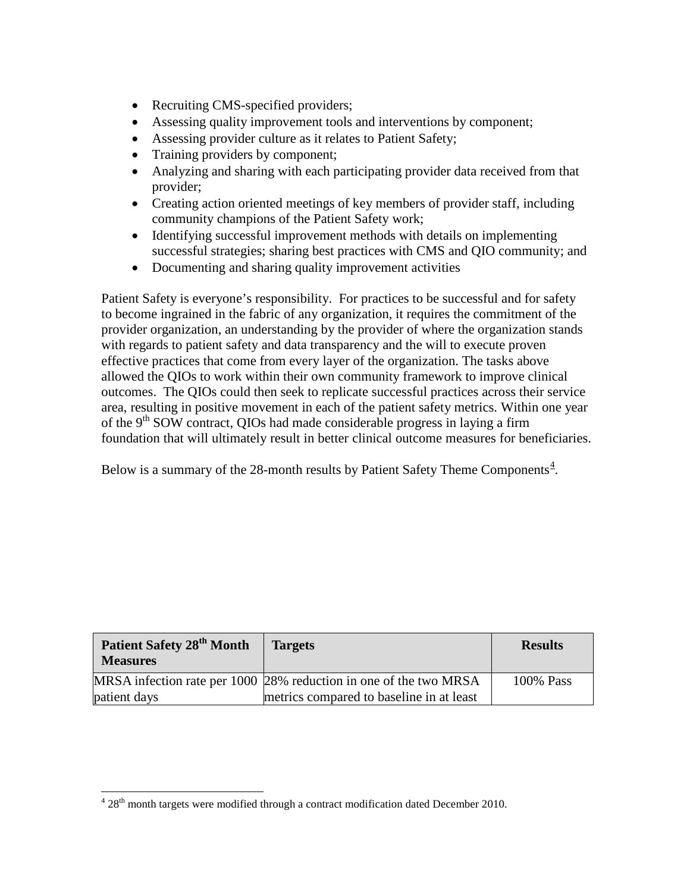- Recruiting CMS-specified providers;
- Assessing quality improvement tools and interventions by component;
- Assessing provider culture as it relates to Patient Safety;
- Training providers by component;
- Analyzing and sharing with each participating provider data received from that provider;
- Creating action oriented meetings of key members of provider staff, including community champions of the Patient Safety work;
- Identifying successful improvement methods with details on implementing successful strategies; sharing best practices with CMS and QIO community; and
- Documenting and sharing quality improvement activities

Patient Safety is everyone's responsibility. For practices to be successful and for safety to become ingrained in the fabric of any organization, it requires the commitment of the provider organization, an understanding by the provider of where the organization stands with regards to patient safety and data transparency and the will to execute proven effective practices that come from every layer of the organization. The tasks above allowed the QIOs to work within their own community framework to improve clinical outcomes. The QIOs could then seek to replicate successful practices across their service area, resulting in positive movement in each of the patient safety metrics. Within one year of the 9th SOW contract, QIOs had made considerable progress in laying a firm foundation that will ultimately result in better clinical outcome measures for beneficiaries.

Below is a summary of the 28-month results by Patient Safety Theme Components[4].

| Patient Safety 28th Month Measures | Targets | Results |
|---|---|---|
| MRSA infection rate per 1000 patient days | 28% reduction in one of the two MRSA metrics compared to baseline in at least | 100% Pass |

[4] 28th month targets were modified through a contract modification dated December 2010.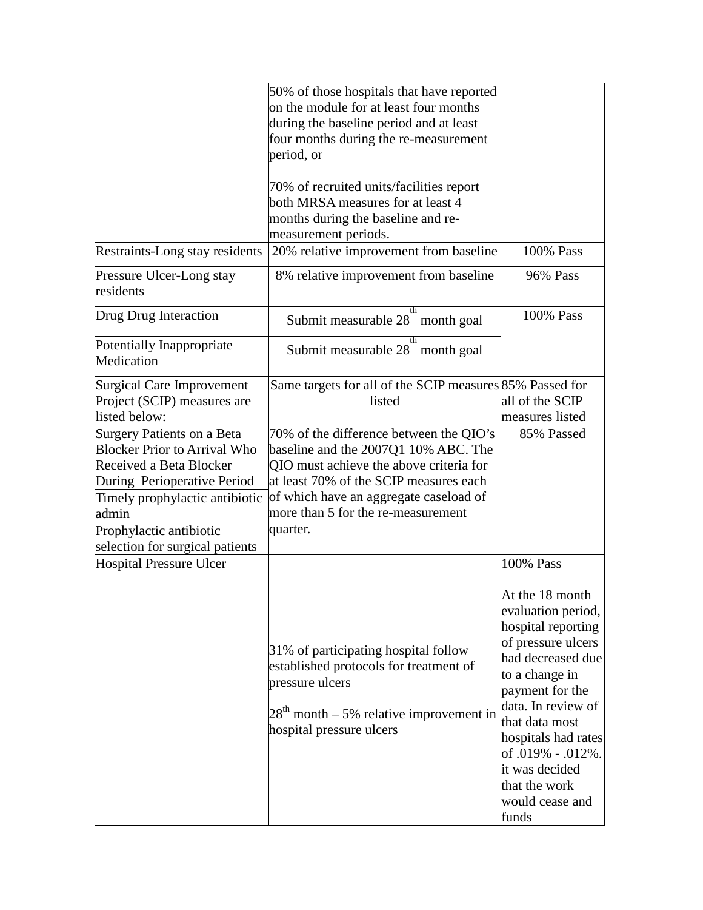| | | |
|---|---|---|
| | 50% of those hospitals that have reported on the module for at least four months during the baseline period and at least four months during the re-measurement period, or<br><br>70% of recruited units/facilities report both MRSA measures for at least 4 months during the baseline and re-measurement periods. | |
| Restraints-Long stay residents | 20% relative improvement from baseline | 100% Pass |
| Pressure Ulcer-Long stay residents | 8% relative improvement from baseline | 96% Pass |
| Drug Drug Interaction | Submit measurable 28th month goal | 100% Pass |
| Potentially Inappropriate Medication | Submit measurable 28th month goal | |
| Surgical Care Improvement Project (SCIP) measures are listed below: | Same targets for all of the SCIP measures listed | 85% Passed for all of the SCIP measures listed |
| Surgery Patients on a Beta Blocker Prior to Arrival Who Received a Beta Blocker During Perioperative Period | 70% of the difference between the QIO's baseline and the 2007Q1 10% ABC. The QIO must achieve the above criteria for at least 70% of the SCIP measures each of which have an aggregate caseload of more than 5 for the re-measurement quarter. | 85% Passed |
| Timely prophylactic antibiotic admin | | |
| Prophylactic antibiotic selection for surgical patients | | |
| Hospital Pressure Ulcer | 31% of participating hospital follow established protocols for treatment of pressure ulcers<br><br>28th month – 5% relative improvement in hospital pressure ulcers | 100% Pass<br><br>At the 18 month evaluation period, hospital reporting of pressure ulcers had decreased due to a change in payment for the data. In review of that data most hospitals had rates of .019% - .012%. it was decided that the work would cease and funds |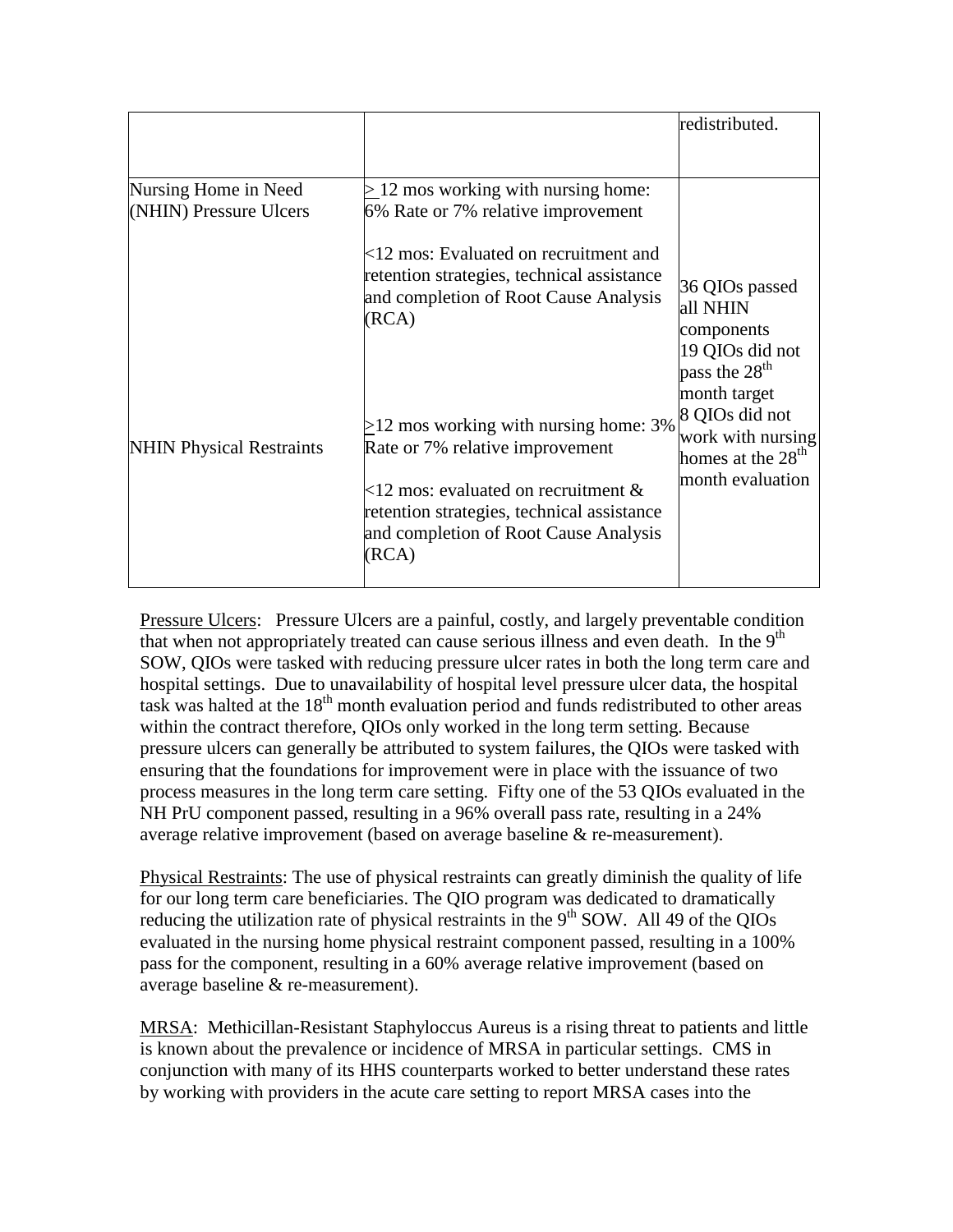| | | |
|---|---|---|
| | | redistributed. |
| Nursing Home in Need (NHIN) Pressure Ulcers | ≥ 12 mos working with nursing home: 6% Rate or 7% relative improvement<br><br><12 mos: Evaluated on recruitment and retention strategies, technical assistance and completion of Root Cause Analysis (RCA) | 36 QIOs passed all NHIN components<br>19 QIOs did not pass the 28th month target<br>8 QIOs did not work with nursing homes at the 28th month evaluation |
| NHIN Physical Restraints | ≥12 mos working with nursing home: 3% Rate or 7% relative improvement<br><br><12 mos: evaluated on recruitment & retention strategies, technical assistance and completion of Root Cause Analysis (RCA) | |

Pressure Ulcers: Pressure Ulcers are a painful, costly, and largely preventable condition that when not appropriately treated can cause serious illness and even death. In the 9th SOW, QIOs were tasked with reducing pressure ulcer rates in both the long term care and hospital settings. Due to unavailability of hospital level pressure ulcer data, the hospital task was halted at the 18th month evaluation period and funds redistributed to other areas within the contract therefore, QIOs only worked in the long term setting. Because pressure ulcers can generally be attributed to system failures, the QIOs were tasked with ensuring that the foundations for improvement were in place with the issuance of two process measures in the long term care setting. Fifty one of the 53 QIOs evaluated in the NH PrU component passed, resulting in a 96% overall pass rate, resulting in a 24% average relative improvement (based on average baseline & re-measurement).

Physical Restraints: The use of physical restraints can greatly diminish the quality of life for our long term care beneficiaries. The QIO program was dedicated to dramatically reducing the utilization rate of physical restraints in the 9th SOW. All 49 of the QIOs evaluated in the nursing home physical restraint component passed, resulting in a 100% pass for the component, resulting in a 60% average relative improvement (based on average baseline & re-measurement).

MRSA: Methicillan-Resistant Staphyloccus Aureus is a rising threat to patients and little is known about the prevalence or incidence of MRSA in particular settings. CMS in conjunction with many of its HHS counterparts worked to better understand these rates by working with providers in the acute care setting to report MRSA cases into the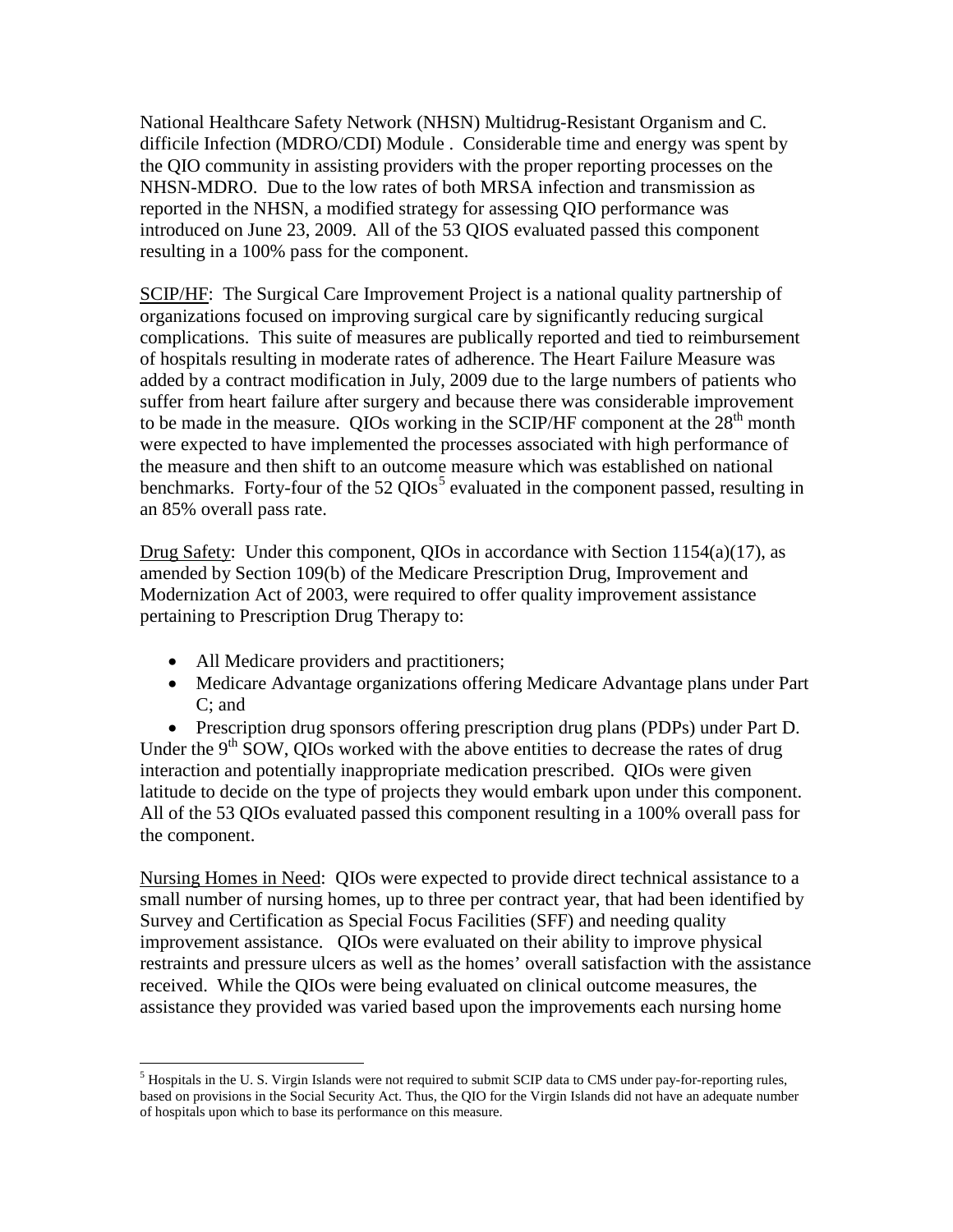National Healthcare Safety Network (NHSN) Multidrug-Resistant Organism and C. difficile Infection (MDRO/CDI) Module . Considerable time and energy was spent by the QIO community in assisting providers with the proper reporting processes on the NHSN-MDRO. Due to the low rates of both MRSA infection and transmission as reported in the NHSN, a modified strategy for assessing QIO performance was introduced on June 23, 2009. All of the 53 QIOS evaluated passed this component resulting in a 100% pass for the component.

SCIP/HF: The Surgical Care Improvement Project is a national quality partnership of organizations focused on improving surgical care by significantly reducing surgical complications. This suite of measures are publically reported and tied to reimbursement of hospitals resulting in moderate rates of adherence. The Heart Failure Measure was added by a contract modification in July, 2009 due to the large numbers of patients who suffer from heart failure after surgery and because there was considerable improvement to be made in the measure. QIOs working in the SCIP/HF component at the 28th month were expected to have implemented the processes associated with high performance of the measure and then shift to an outcome measure which was established on national benchmarks. Forty-four of the 52 QIOs[5] evaluated in the component passed, resulting in an 85% overall pass rate.

Drug Safety: Under this component, QIOs in accordance with Section 1154(a)(17), as amended by Section 109(b) of the Medicare Prescription Drug, Improvement and Modernization Act of 2003, were required to offer quality improvement assistance pertaining to Prescription Drug Therapy to:

- All Medicare providers and practitioners;
- Medicare Advantage organizations offering Medicare Advantage plans under Part C; and
- Prescription drug sponsors offering prescription drug plans (PDPs) under Part D.

Under the 9th SOW, QIOs worked with the above entities to decrease the rates of drug interaction and potentially inappropriate medication prescribed. QIOs were given latitude to decide on the type of projects they would embark upon under this component. All of the 53 QIOs evaluated passed this component resulting in a 100% overall pass for the component.

Nursing Homes in Need: QIOs were expected to provide direct technical assistance to a small number of nursing homes, up to three per contract year, that had been identified by Survey and Certification as Special Focus Facilities (SFF) and needing quality improvement assistance. QIOs were evaluated on their ability to improve physical restraints and pressure ulcers as well as the homes' overall satisfaction with the assistance received. While the QIOs were being evaluated on clinical outcome measures, the assistance they provided was varied based upon the improvements each nursing home

[5] Hospitals in the U. S. Virgin Islands were not required to submit SCIP data to CMS under pay-for-reporting rules, based on provisions in the Social Security Act. Thus, the QIO for the Virgin Islands did not have an adequate number of hospitals upon which to base its performance on this measure.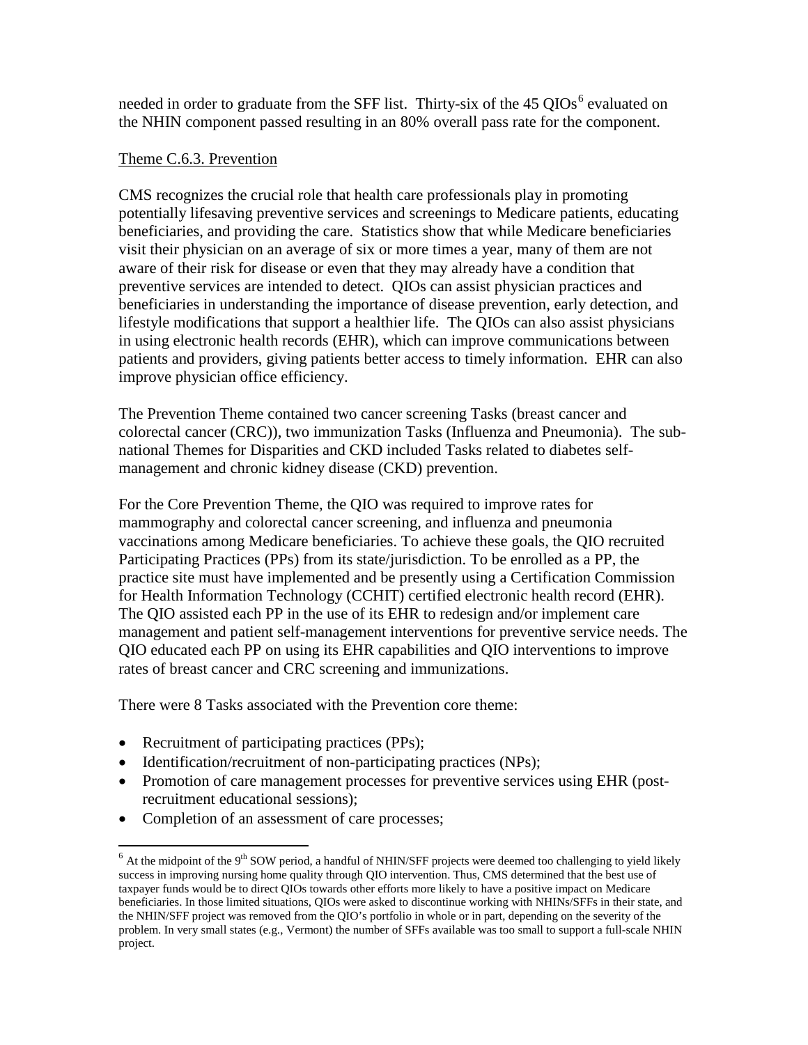needed in order to graduate from the SFF list. Thirty-six of the 45 QIOs[6] evaluated on the NHIN component passed resulting in an 80% overall pass rate for the component.

Theme C.6.3. Prevention

CMS recognizes the crucial role that health care professionals play in promoting potentially lifesaving preventive services and screenings to Medicare patients, educating beneficiaries, and providing the care. Statistics show that while Medicare beneficiaries visit their physician on an average of six or more times a year, many of them are not aware of their risk for disease or even that they may already have a condition that preventive services are intended to detect. QIOs can assist physician practices and beneficiaries in understanding the importance of disease prevention, early detection, and lifestyle modifications that support a healthier life. The QIOs can also assist physicians in using electronic health records (EHR), which can improve communications between patients and providers, giving patients better access to timely information. EHR can also improve physician office efficiency.

The Prevention Theme contained two cancer screening Tasks (breast cancer and colorectal cancer (CRC)), two immunization Tasks (Influenza and Pneumonia). The sub-national Themes for Disparities and CKD included Tasks related to diabetes self-management and chronic kidney disease (CKD) prevention.

For the Core Prevention Theme, the QIO was required to improve rates for mammography and colorectal cancer screening, and influenza and pneumonia vaccinations among Medicare beneficiaries. To achieve these goals, the QIO recruited Participating Practices (PPs) from its state/jurisdiction. To be enrolled as a PP, the practice site must have implemented and be presently using a Certification Commission for Health Information Technology (CCHIT) certified electronic health record (EHR). The QIO assisted each PP in the use of its EHR to redesign and/or implement care management and patient self-management interventions for preventive service needs. The QIO educated each PP on using its EHR capabilities and QIO interventions to improve rates of breast cancer and CRC screening and immunizations.

There were 8 Tasks associated with the Prevention core theme:

- Recruitment of participating practices (PPs);
- Identification/recruitment of non-participating practices (NPs);
- Promotion of care management processes for preventive services using EHR (post-recruitment educational sessions);
- Completion of an assessment of care processes;

[6] At the midpoint of the 9th SOW period, a handful of NHIN/SFF projects were deemed too challenging to yield likely success in improving nursing home quality through QIO intervention. Thus, CMS determined that the best use of taxpayer funds would be to direct QIOs towards other efforts more likely to have a positive impact on Medicare beneficiaries. In those limited situations, QIOs were asked to discontinue working with NHINs/SFFs in their state, and the NHIN/SFF project was removed from the QIO's portfolio in whole or in part, depending on the severity of the problem. In very small states (e.g., Vermont) the number of SFFs available was too small to support a full-scale NHIN project.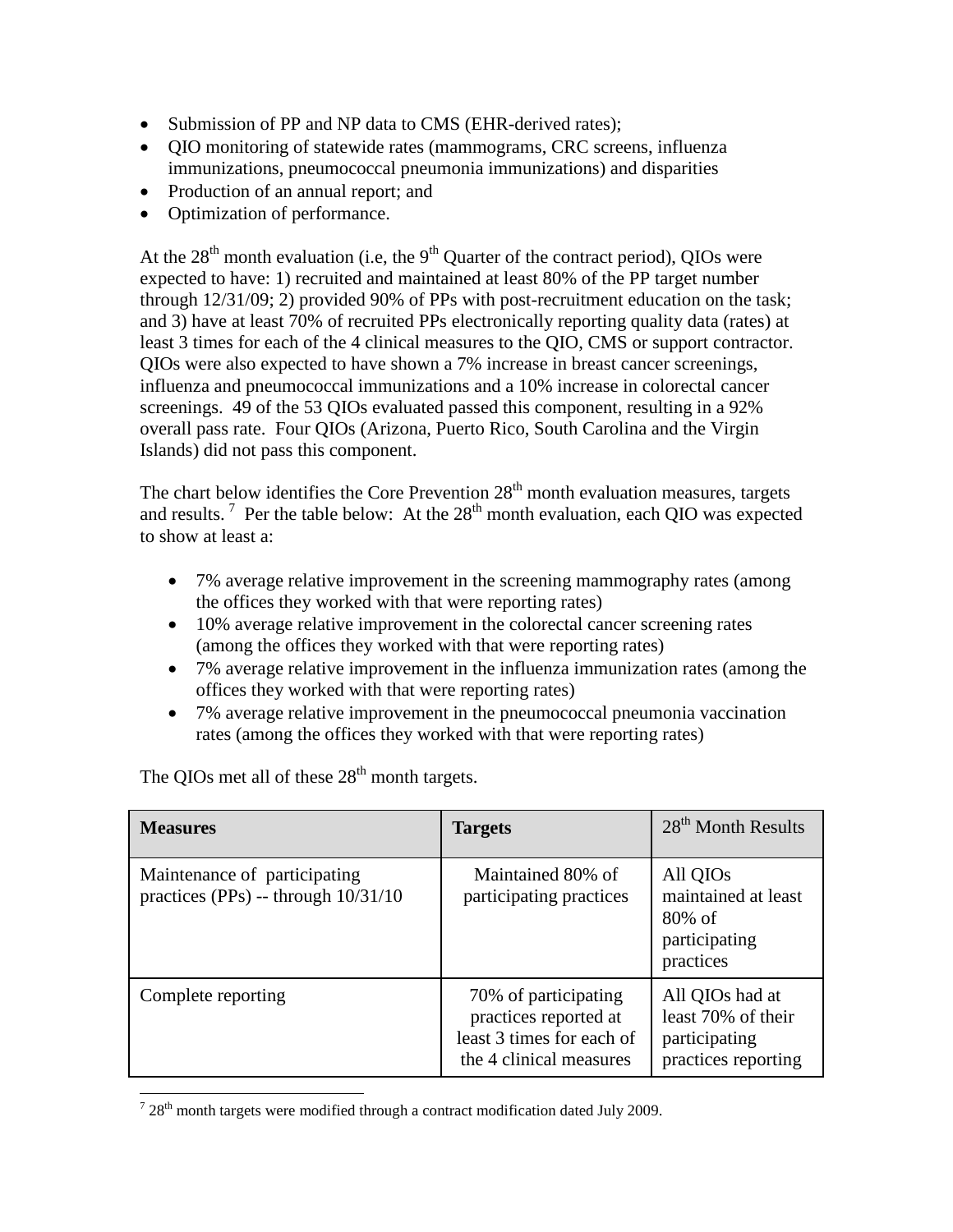- Submission of PP and NP data to CMS (EHR-derived rates);
- QIO monitoring of statewide rates (mammograms, CRC screens, influenza immunizations, pneumococcal pneumonia immunizations) and disparities
- Production of an annual report; and
- Optimization of performance.

At the 28th month evaluation (i.e, the 9th Quarter of the contract period), QIOs were expected to have: 1) recruited and maintained at least 80% of the PP target number through 12/31/09; 2) provided 90% of PPs with post-recruitment education on the task; and 3) have at least 70% of recruited PPs electronically reporting quality data (rates) at least 3 times for each of the 4 clinical measures to the QIO, CMS or support contractor. QIOs were also expected to have shown a 7% increase in breast cancer screenings, influenza and pneumococcal immunizations and a 10% increase in colorectal cancer screenings. 49 of the 53 QIOs evaluated passed this component, resulting in a 92% overall pass rate. Four QIOs (Arizona, Puerto Rico, South Carolina and the Virgin Islands) did not pass this component.

The chart below identifies the Core Prevention 28th month evaluation measures, targets and results.[7] Per the table below: At the 28th month evaluation, each QIO was expected to show at least a:

- 7% average relative improvement in the screening mammography rates (among the offices they worked with that were reporting rates)
- 10% average relative improvement in the colorectal cancer screening rates (among the offices they worked with that were reporting rates)
- 7% average relative improvement in the influenza immunization rates (among the offices they worked with that were reporting rates)
- 7% average relative improvement in the pneumococcal pneumonia vaccination rates (among the offices they worked with that were reporting rates)

The QIOs met all of these 28th month targets.

| Measures | Targets | 28th Month Results |
|---|---|---|
| Maintenance of participating practices (PPs) -- through 10/31/10 | Maintained 80% of participating practices | All QIOs maintained at least 80% of participating practices |
| Complete reporting | 70% of participating practices reported at least 3 times for each of the 4 clinical measures | All QIOs had at least 70% of their participating practices reporting |

[7] 28th month targets were modified through a contract modification dated July 2009.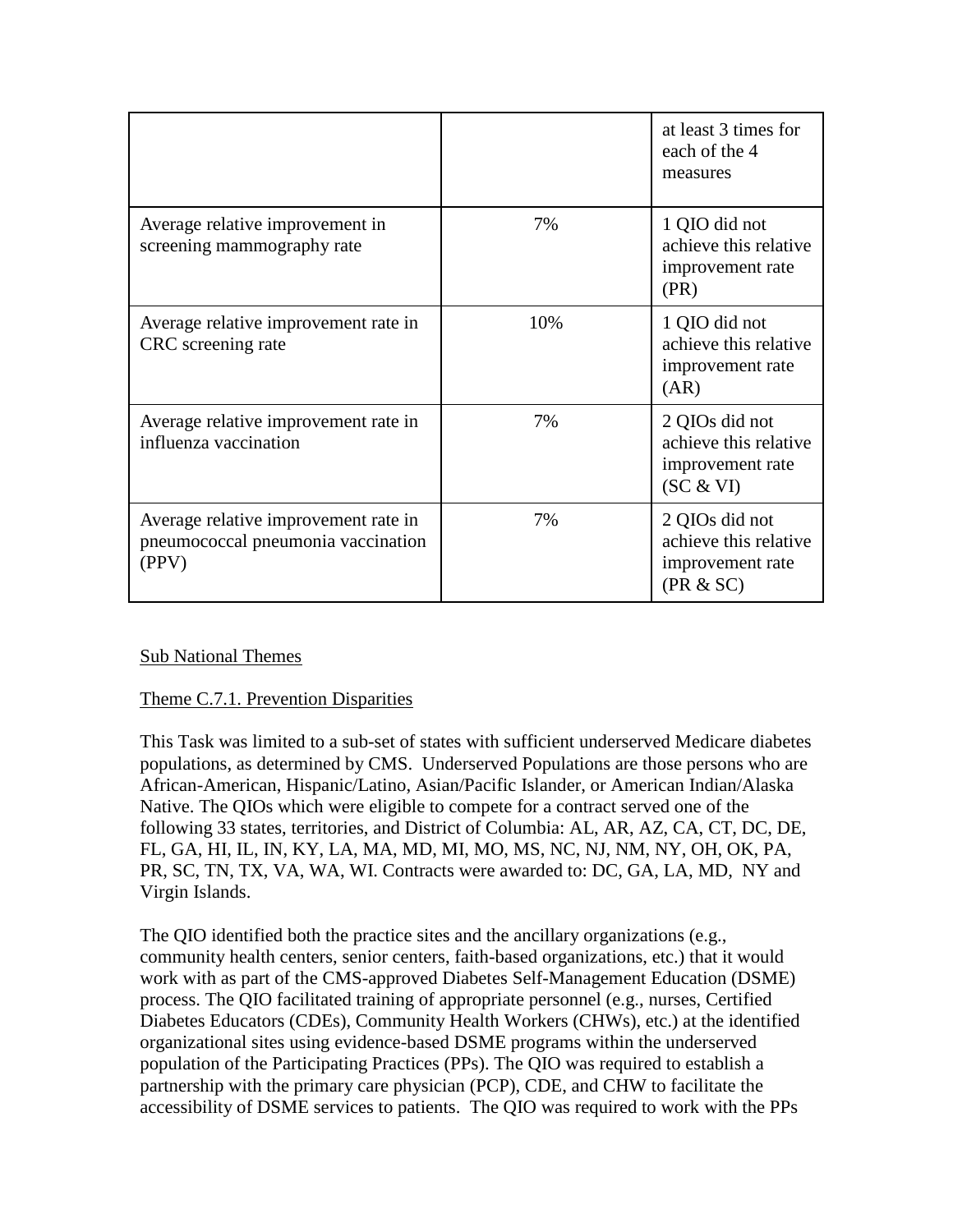| | | |
|---|---|---|
| | | at least 3 times for each of the 4 measures |
| Average relative improvement in screening mammography rate | 7% | 1 QIO did not achieve this relative improvement rate (PR) |
| Average relative improvement rate in CRC screening rate | 10% | 1 QIO did not achieve this relative improvement rate (AR) |
| Average relative improvement rate in influenza vaccination | 7% | 2 QIOs did not achieve this relative improvement rate (SC & VI) |
| Average relative improvement rate in pneumococcal pneumonia vaccination (PPV) | 7% | 2 QIOs did not achieve this relative improvement rate (PR & SC) |

Sub National Themes

Theme C.7.1. Prevention Disparities

This Task was limited to a sub-set of states with sufficient underserved Medicare diabetes populations, as determined by CMS. Underserved Populations are those persons who are African-American, Hispanic/Latino, Asian/Pacific Islander, or American Indian/Alaska Native. The QIOs which were eligible to compete for a contract served one of the following 33 states, territories, and District of Columbia: AL, AR, AZ, CA, CT, DC, DE, FL, GA, HI, IL, IN, KY, LA, MA, MD, MI, MO, MS, NC, NJ, NM, NY, OH, OK, PA, PR, SC, TN, TX, VA, WA, WI. Contracts were awarded to: DC, GA, LA, MD, NY and Virgin Islands.

The QIO identified both the practice sites and the ancillary organizations (e.g., community health centers, senior centers, faith-based organizations, etc.) that it would work with as part of the CMS-approved Diabetes Self-Management Education (DSME) process. The QIO facilitated training of appropriate personnel (e.g., nurses, Certified Diabetes Educators (CDEs), Community Health Workers (CHWs), etc.) at the identified organizational sites using evidence-based DSME programs within the underserved population of the Participating Practices (PPs). The QIO was required to establish a partnership with the primary care physician (PCP), CDE, and CHW to facilitate the accessibility of DSME services to patients. The QIO was required to work with the PPs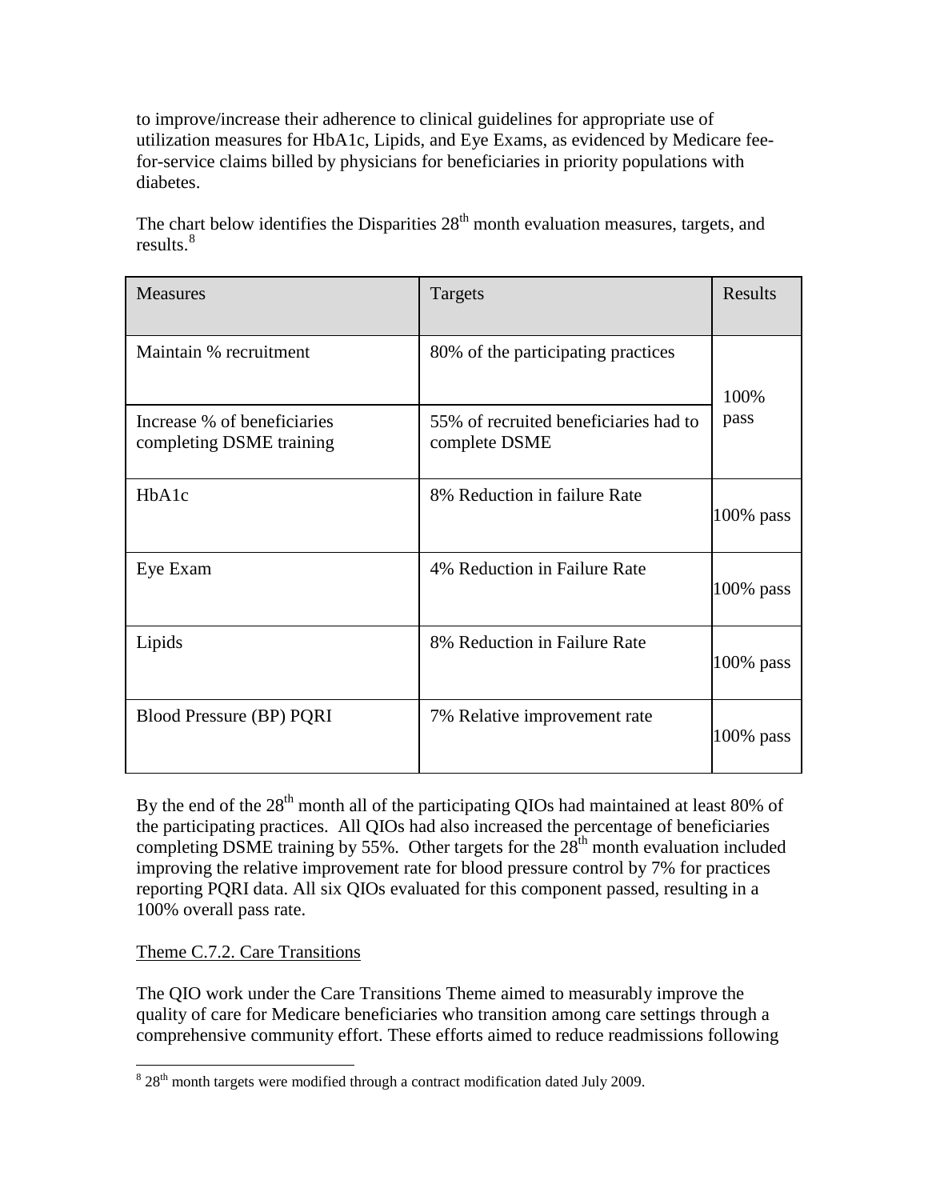to improve/increase their adherence to clinical guidelines for appropriate use of utilization measures for HbA1c, Lipids, and Eye Exams, as evidenced by Medicare fee-for-service claims billed by physicians for beneficiaries in priority populations with diabetes.

The chart below identifies the Disparities 28th month evaluation measures, targets, and results.[8]

| Measures | Targets | Results |
|---|---|---|
| Maintain % recruitment | 80% of the participating practices | 100% pass |
| Increase % of beneficiaries completing DSME training | 55% of recruited beneficiaries had to complete DSME | |
| HbA1c | 8% Reduction in failure Rate | 100% pass |
| Eye Exam | 4% Reduction in Failure Rate | 100% pass |
| Lipids | 8% Reduction in Failure Rate | 100% pass |
| Blood Pressure (BP) PQRI | 7% Relative improvement rate | 100% pass |

By the end of the 28th month all of the participating QIOs had maintained at least 80% of the participating practices. All QIOs had also increased the percentage of beneficiaries completing DSME training by 55%. Other targets for the 28th month evaluation included improving the relative improvement rate for blood pressure control by 7% for practices reporting PQRI data. All six QIOs evaluated for this component passed, resulting in a 100% overall pass rate.

Theme C.7.2. Care Transitions

The QIO work under the Care Transitions Theme aimed to measurably improve the quality of care for Medicare beneficiaries who transition among care settings through a comprehensive community effort. These efforts aimed to reduce readmissions following

[8] 28th month targets were modified through a contract modification dated July 2009.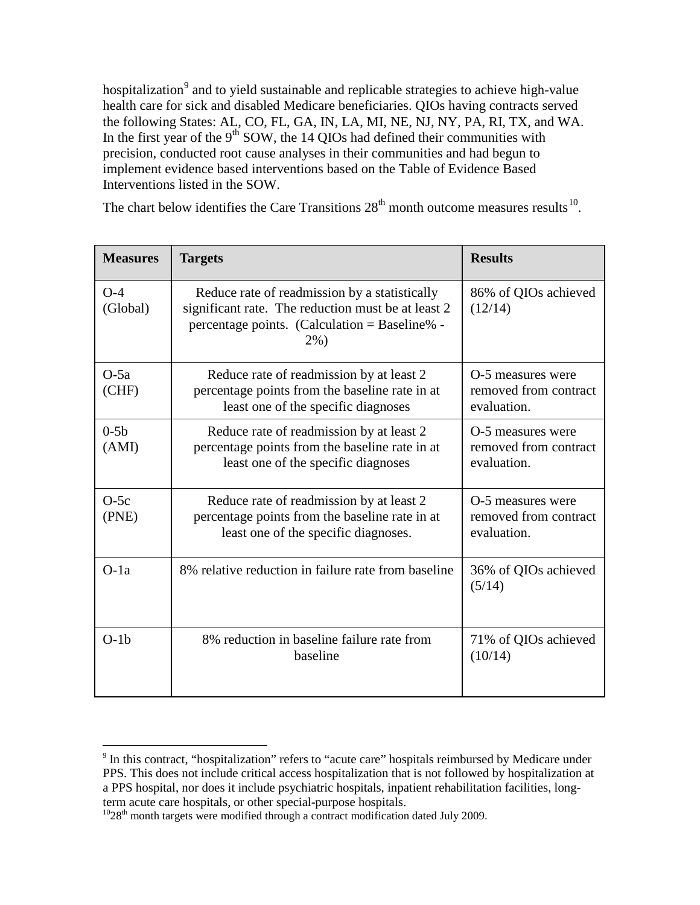hospitalization[9] and to yield sustainable and replicable strategies to achieve high-value health care for sick and disabled Medicare beneficiaries. QIOs having contracts served the following States: AL, CO, FL, GA, IN, LA, MI, NE, NJ, NY, PA, RI, TX, and WA. In the first year of the 9th SOW, the 14 QIOs had defined their communities with precision, conducted root cause analyses in their communities and had begun to implement evidence based interventions based on the Table of Evidence Based Interventions listed in the SOW.

The chart below identifies the Care Transitions 28th month outcome measures results[10].

| Measures | Targets | Results |
|---|---|---|
| O-4 (Global) | Reduce rate of readmission by a statistically significant rate. The reduction must be at least 2 percentage points. (Calculation = Baseline% - 2%) | 86% of QIOs achieved (12/14) |
| O-5a (CHF) | Reduce rate of readmission by at least 2 percentage points from the baseline rate in at least one of the specific diagnoses | O-5 measures were removed from contract evaluation. |
| 0-5b (AMI) | Reduce rate of readmission by at least 2 percentage points from the baseline rate in at least one of the specific diagnoses | O-5 measures were removed from contract evaluation. |
| O-5c (PNE) | Reduce rate of readmission by at least 2 percentage points from the baseline rate in at least one of the specific diagnoses. | O-5 measures were removed from contract evaluation. |
| O-1a | 8% relative reduction in failure rate from baseline | 36% of QIOs achieved (5/14) |
| O-1b | 8% reduction in baseline failure rate from baseline | 71% of QIOs achieved (10/14) |

[9] In this contract, "hospitalization" refers to "acute care" hospitals reimbursed by Medicare under PPS. This does not include critical access hospitalization that is not followed by hospitalization at a PPS hospital, nor does it include psychiatric hospitals, inpatient rehabilitation facilities, long-term acute care hospitals, or other special-purpose hospitals.

[10] 28th month targets were modified through a contract modification dated July 2009.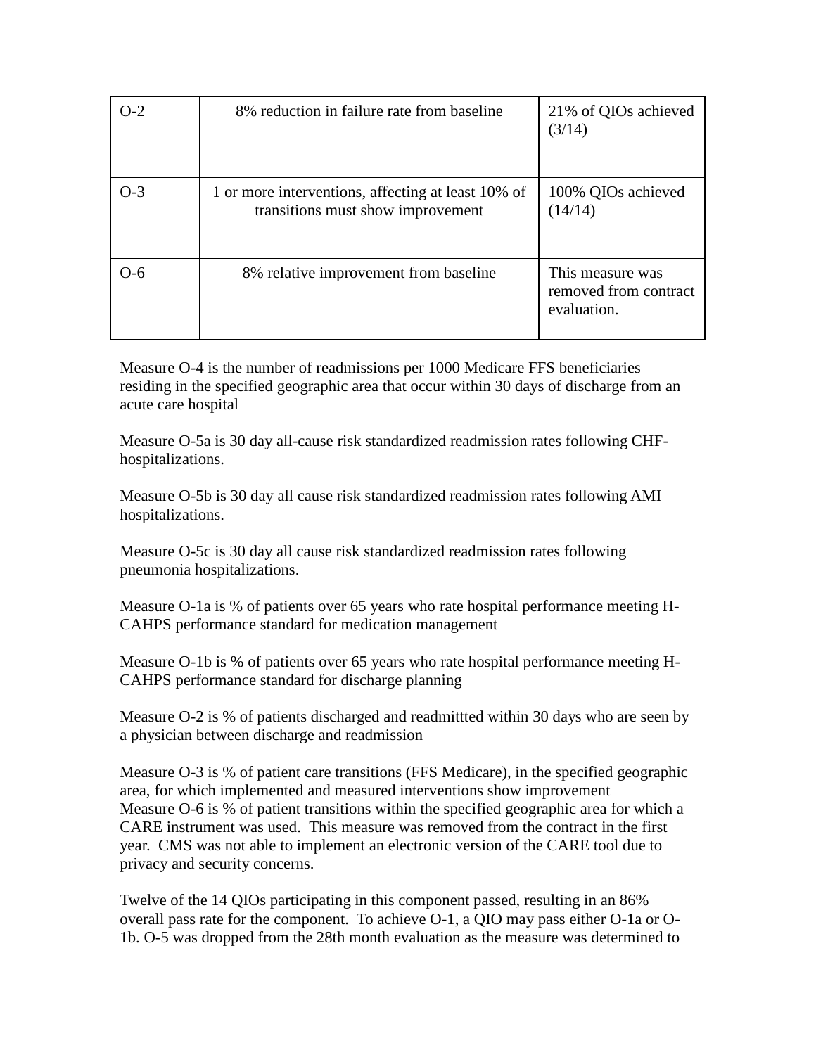| O-2 | 8% reduction in failure rate from baseline | 21% of QIOs achieved (3/14) |
|---|---|---|
| O-3 | 1 or more interventions, affecting at least 10% of transitions must show improvement | 100% QIOs achieved (14/14) |
| O-6 | 8% relative improvement from baseline | This measure was removed from contract evaluation. |

Measure O-4 is the number of readmissions per 1000 Medicare FFS beneficiaries residing in the specified geographic area that occur within 30 days of discharge from an acute care hospital

Measure O-5a is 30 day all-cause risk standardized readmission rates following CHF-hospitalizations.

Measure O-5b is 30 day all cause risk standardized readmission rates following AMI hospitalizations.

Measure O-5c is 30 day all cause risk standardized readmission rates following pneumonia hospitalizations.

Measure O-1a is % of patients over 65 years who rate hospital performance meeting H-CAHPS performance standard for medication management

Measure O-1b is % of patients over 65 years who rate hospital performance meeting H-CAHPS performance standard for discharge planning

Measure O-2 is % of patients discharged and readmittted within 30 days who are seen by a physician between discharge and readmission

Measure O-3 is % of patient care transitions (FFS Medicare), in the specified geographic area, for which implemented and measured interventions show improvement
Measure O-6 is % of patient transitions within the specified geographic area for which a CARE instrument was used. This measure was removed from the contract in the first year. CMS was not able to implement an electronic version of the CARE tool due to privacy and security concerns.

Twelve of the 14 QIOs participating in this component passed, resulting in an 86% overall pass rate for the component. To achieve O-1, a QIO may pass either O-1a or O-1b. O-5 was dropped from the 28th month evaluation as the measure was determined to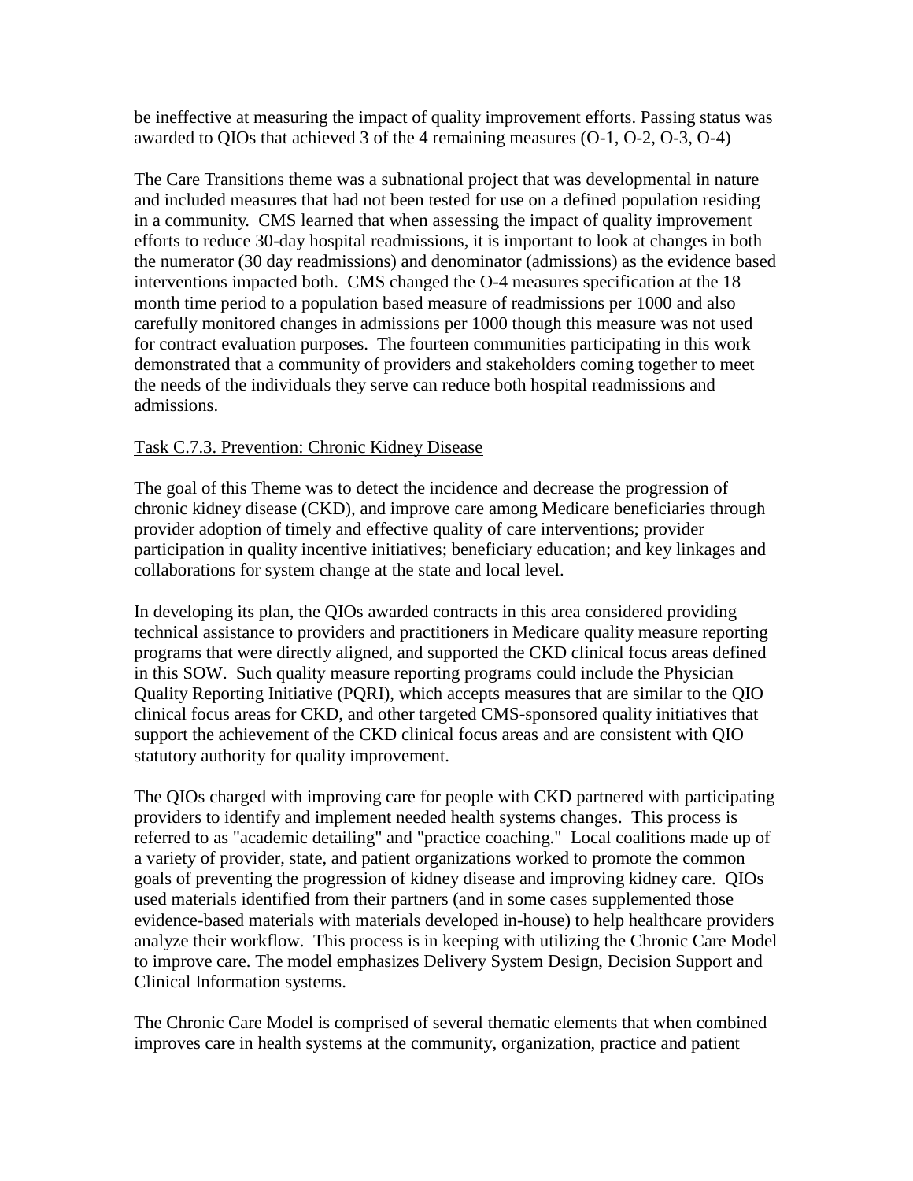be ineffective at measuring the impact of quality improvement efforts. Passing status was awarded to QIOs that achieved 3 of the 4 remaining measures (O-1, O-2, O-3, O-4)

The Care Transitions theme was a subnational project that was developmental in nature and included measures that had not been tested for use on a defined population residing in a community. CMS learned that when assessing the impact of quality improvement efforts to reduce 30-day hospital readmissions, it is important to look at changes in both the numerator (30 day readmissions) and denominator (admissions) as the evidence based interventions impacted both. CMS changed the O-4 measures specification at the 18 month time period to a population based measure of readmissions per 1000 and also carefully monitored changes in admissions per 1000 though this measure was not used for contract evaluation purposes. The fourteen communities participating in this work demonstrated that a community of providers and stakeholders coming together to meet the needs of the individuals they serve can reduce both hospital readmissions and admissions.

Task C.7.3. Prevention: Chronic Kidney Disease

The goal of this Theme was to detect the incidence and decrease the progression of chronic kidney disease (CKD), and improve care among Medicare beneficiaries through provider adoption of timely and effective quality of care interventions; provider participation in quality incentive initiatives; beneficiary education; and key linkages and collaborations for system change at the state and local level.

In developing its plan, the QIOs awarded contracts in this area considered providing technical assistance to providers and practitioners in Medicare quality measure reporting programs that were directly aligned, and supported the CKD clinical focus areas defined in this SOW. Such quality measure reporting programs could include the Physician Quality Reporting Initiative (PQRI), which accepts measures that are similar to the QIO clinical focus areas for CKD, and other targeted CMS-sponsored quality initiatives that support the achievement of the CKD clinical focus areas and are consistent with QIO statutory authority for quality improvement.

The QIOs charged with improving care for people with CKD partnered with participating providers to identify and implement needed health systems changes. This process is referred to as "academic detailing" and "practice coaching." Local coalitions made up of a variety of provider, state, and patient organizations worked to promote the common goals of preventing the progression of kidney disease and improving kidney care. QIOs used materials identified from their partners (and in some cases supplemented those evidence-based materials with materials developed in-house) to help healthcare providers analyze their workflow. This process is in keeping with utilizing the Chronic Care Model to improve care. The model emphasizes Delivery System Design, Decision Support and Clinical Information systems.

The Chronic Care Model is comprised of several thematic elements that when combined improves care in health systems at the community, organization, practice and patient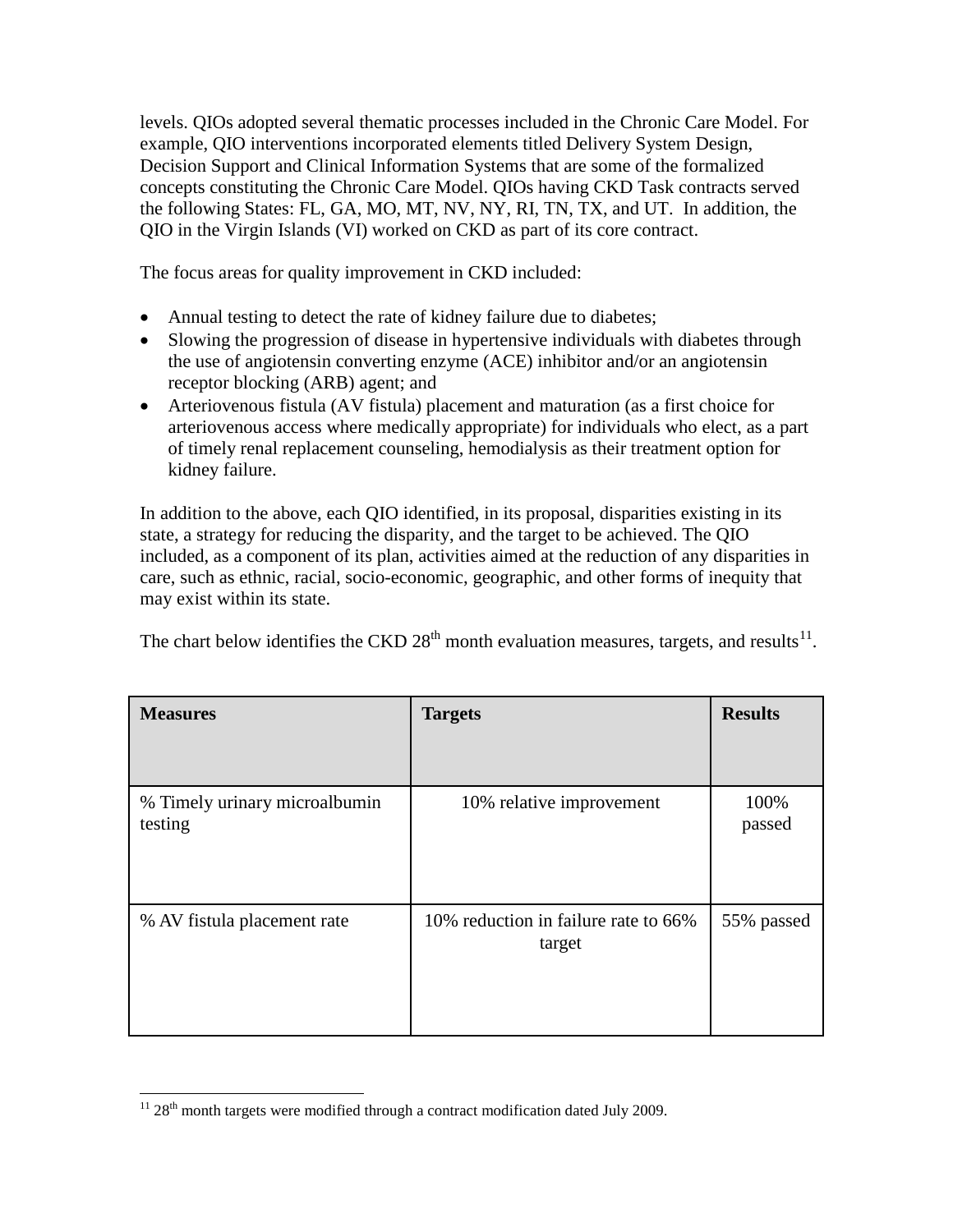levels. QIOs adopted several thematic processes included in the Chronic Care Model. For example, QIO interventions incorporated elements titled Delivery System Design, Decision Support and Clinical Information Systems that are some of the formalized concepts constituting the Chronic Care Model. QIOs having CKD Task contracts served the following States: FL, GA, MO, MT, NV, NY, RI, TN, TX, and UT. In addition, the QIO in the Virgin Islands (VI) worked on CKD as part of its core contract.

The focus areas for quality improvement in CKD included:

- Annual testing to detect the rate of kidney failure due to diabetes;
- Slowing the progression of disease in hypertensive individuals with diabetes through the use of angiotensin converting enzyme (ACE) inhibitor and/or an angiotensin receptor blocking (ARB) agent; and
- Arteriovenous fistula (AV fistula) placement and maturation (as a first choice for arteriovenous access where medically appropriate) for individuals who elect, as a part of timely renal replacement counseling, hemodialysis as their treatment option for kidney failure.

In addition to the above, each QIO identified, in its proposal, disparities existing in its state, a strategy for reducing the disparity, and the target to be achieved. The QIO included, as a component of its plan, activities aimed at the reduction of any disparities in care, such as ethnic, racial, socio-economic, geographic, and other forms of inequity that may exist within its state.

The chart below identifies the CKD 28th month evaluation measures, targets, and results[11].

| **Measures** | **Targets** | **Results** |
|---|---|---|
| % Timely urinary microalbumin testing | 10% relative improvement | 100% passed |
| % AV fistula placement rate | 10% reduction in failure rate to 66% target | 55% passed |

[11] 28th month targets were modified through a contract modification dated July 2009.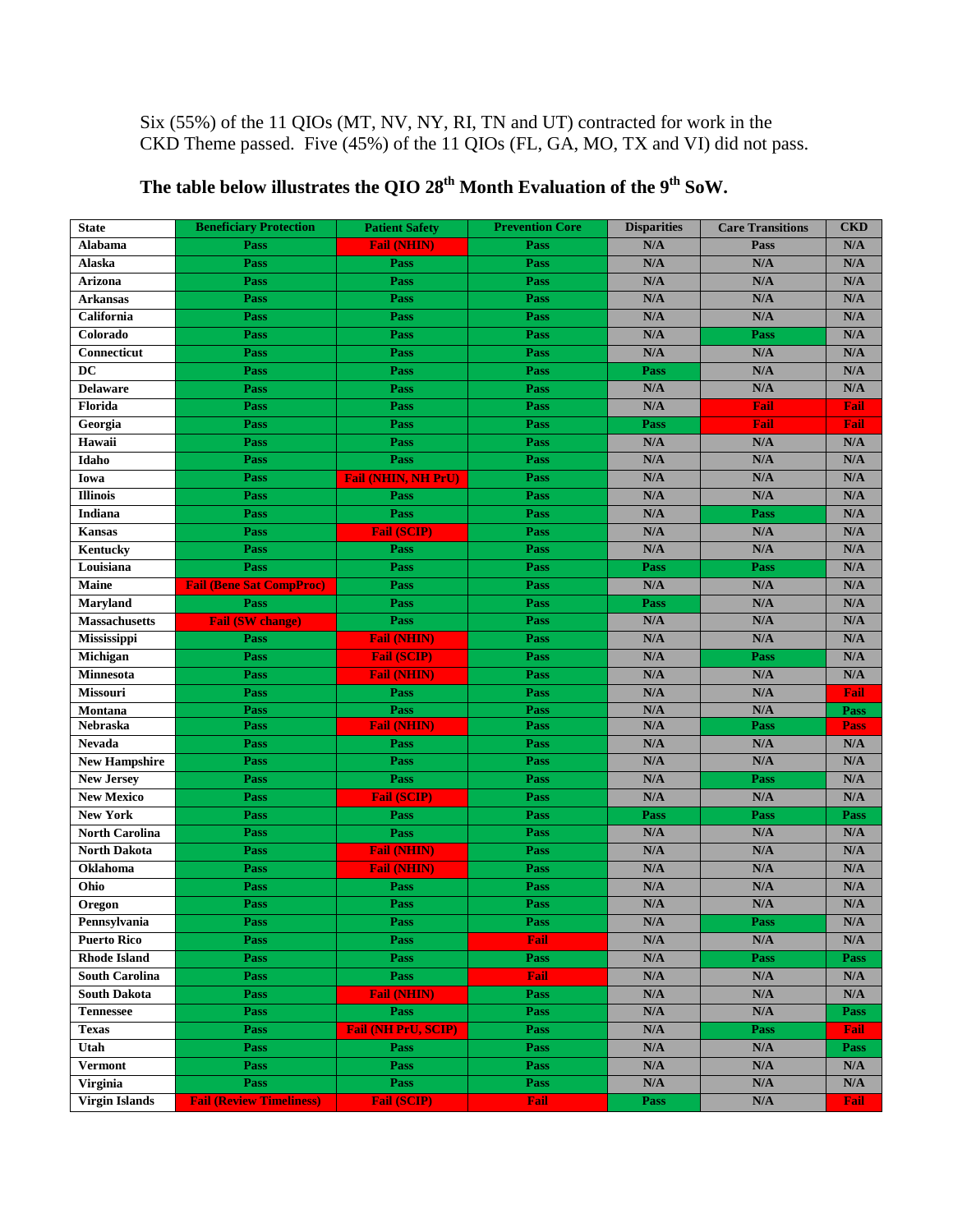Six (55%) of the 11 QIOs (MT, NV, NY, RI, TN and UT) contracted for work in the CKD Theme passed. Five (45%) of the 11 QIOs (FL, GA, MO, TX and VI) did not pass.

**The table below illustrates the QIO 28th Month Evaluation of the 9th SoW.**

| State | Beneficiary Protection | Patient Safety | Prevention Core | Disparities | Care Transitions | CKD |
|---|---|---|---|---|---|---|
| Alabama | Pass | Fail (NHIN) | Pass | N/A | Pass | N/A |
| Alaska | Pass | Pass | Pass | N/A | N/A | N/A |
| Arizona | Pass | Pass | Pass | N/A | N/A | N/A |
| Arkansas | Pass | Pass | Pass | N/A | N/A | N/A |
| California | Pass | Pass | Pass | N/A | N/A | N/A |
| Colorado | Pass | Pass | Pass | N/A | Pass | N/A |
| Connecticut | Pass | Pass | Pass | N/A | N/A | N/A |
| DC | Pass | Pass | Pass | Pass | N/A | N/A |
| Delaware | Pass | Pass | Pass | N/A | N/A | N/A |
| Florida | Pass | Pass | Pass | N/A | Fail | Fail |
| Georgia | Pass | Pass | Pass | Pass | Fail | Fail |
| Hawaii | Pass | Pass | Pass | N/A | N/A | N/A |
| Idaho | Pass | Pass | Pass | N/A | N/A | N/A |
| Iowa | Pass | Fail (NHIN, NH PrU) | Pass | N/A | N/A | N/A |
| Illinois | Pass | Pass | Pass | N/A | N/A | N/A |
| Indiana | Pass | Pass | Pass | N/A | Pass | N/A |
| Kansas | Pass | Fail (SCIP) | Pass | N/A | N/A | N/A |
| Kentucky | Pass | Pass | Pass | N/A | N/A | N/A |
| Louisiana | Pass | Pass | Pass | Pass | Pass | N/A |
| Maine | Fail (Bene Sat CompProc) | Pass | Pass | N/A | N/A | N/A |
| Maryland | Pass | Pass | Pass | Pass | N/A | N/A |
| Massachusetts | Fail (SW change) | Pass | Pass | N/A | N/A | N/A |
| Mississippi | Pass | Fail (NHIN) | Pass | N/A | N/A | N/A |
| Michigan | Pass | Fail (SCIP) | Pass | N/A | Pass | N/A |
| Minnesota | Pass | Fail (NHIN) | Pass | N/A | N/A | N/A |
| Missouri | Pass | Pass | Pass | N/A | N/A | Fail |
| Montana | Pass | Pass | Pass | N/A | N/A | Pass |
| Nebraska | Pass | Fail (NHIN) | Pass | N/A | Pass | Pass |
| Nevada | Pass | Pass | Pass | N/A | N/A | N/A |
| New Hampshire | Pass | Pass | Pass | N/A | N/A | N/A |
| New Jersey | Pass | Pass | Pass | N/A | Pass | N/A |
| New Mexico | Pass | Fail (SCIP) | Pass | N/A | N/A | N/A |
| New York | Pass | Pass | Pass | Pass | Pass | Pass |
| North Carolina | Pass | Pass | Pass | N/A | N/A | N/A |
| North Dakota | Pass | Fail (NHIN) | Pass | N/A | N/A | N/A |
| Oklahoma | Pass | Fail (NHIN) | Pass | N/A | N/A | N/A |
| Ohio | Pass | Pass | Pass | N/A | N/A | N/A |
| Oregon | Pass | Pass | Pass | N/A | N/A | N/A |
| Pennsylvania | Pass | Pass | Pass | N/A | Pass | N/A |
| Puerto Rico | Pass | Pass | Fail | N/A | N/A | N/A |
| Rhode Island | Pass | Pass | Pass | N/A | Pass | Pass |
| South Carolina | Pass | Pass | Fail | N/A | N/A | N/A |
| South Dakota | Pass | Fail (NHIN) | Pass | N/A | N/A | N/A |
| Tennessee | Pass | Pass | Pass | N/A | N/A | Pass |
| Texas | Pass | Fail (NH PrU, SCIP) | Pass | N/A | Pass | Fail |
| Utah | Pass | Pass | Pass | N/A | N/A | Pass |
| Vermont | Pass | Pass | Pass | N/A | N/A | N/A |
| Virginia | Pass | Pass | Pass | N/A | N/A | N/A |
| Virgin Islands | Fail (Review Timeliness) | Fail (SCIP) | Fail | Pass | N/A | Fail |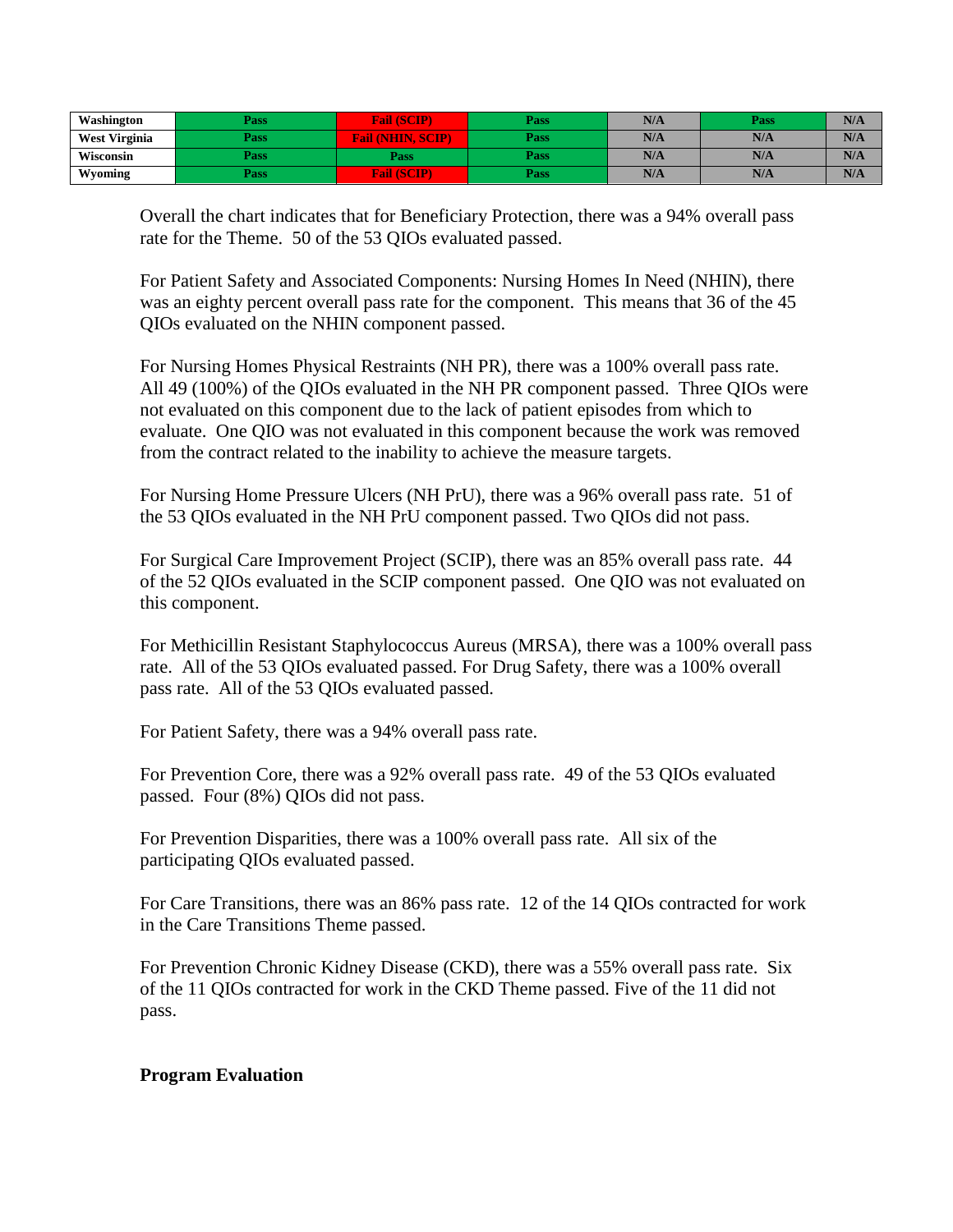| Washington | Pass | Fail (SCIP) | Pass | N/A | Pass | N/A |
|---|---|---|---|---|---|---|
| West Virginia | Pass | Fail (NHIN, SCIP) | Pass | N/A | N/A | N/A |
| Wisconsin | Pass | Pass | Pass | N/A | N/A | N/A |
| Wyoming | Pass | Fail (SCIP) | Pass | N/A | N/A | N/A |

Overall the chart indicates that for Beneficiary Protection, there was a 94% overall pass rate for the Theme. 50 of the 53 QIOs evaluated passed.

For Patient Safety and Associated Components: Nursing Homes In Need (NHIN), there was an eighty percent overall pass rate for the component. This means that 36 of the 45 QIOs evaluated on the NHIN component passed.

For Nursing Homes Physical Restraints (NH PR), there was a 100% overall pass rate. All 49 (100%) of the QIOs evaluated in the NH PR component passed. Three QIOs were not evaluated on this component due to the lack of patient episodes from which to evaluate. One QIO was not evaluated in this component because the work was removed from the contract related to the inability to achieve the measure targets.

For Nursing Home Pressure Ulcers (NH PrU), there was a 96% overall pass rate. 51 of the 53 QIOs evaluated in the NH PrU component passed. Two QIOs did not pass.

For Surgical Care Improvement Project (SCIP), there was an 85% overall pass rate. 44 of the 52 QIOs evaluated in the SCIP component passed. One QIO was not evaluated on this component.

For Methicillin Resistant Staphylococcus Aureus (MRSA), there was a 100% overall pass rate. All of the 53 QIOs evaluated passed. For Drug Safety, there was a 100% overall pass rate. All of the 53 QIOs evaluated passed.

For Patient Safety, there was a 94% overall pass rate.

For Prevention Core, there was a 92% overall pass rate. 49 of the 53 QIOs evaluated passed. Four (8%) QIOs did not pass.

For Prevention Disparities, there was a 100% overall pass rate. All six of the participating QIOs evaluated passed.

For Care Transitions, there was an 86% pass rate. 12 of the 14 QIOs contracted for work in the Care Transitions Theme passed.

For Prevention Chronic Kidney Disease (CKD), there was a 55% overall pass rate. Six of the 11 QIOs contracted for work in the CKD Theme passed. Five of the 11 did not pass.

**Program Evaluation**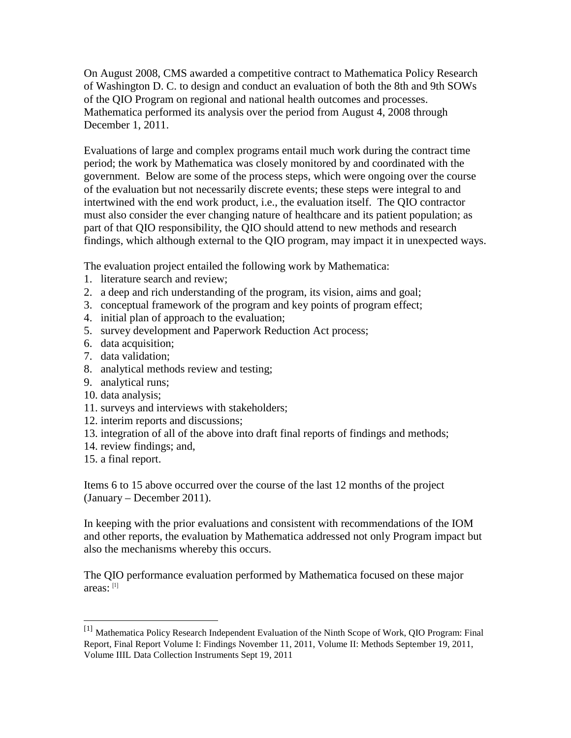On August 2008, CMS awarded a competitive contract to Mathematica Policy Research of Washington D. C. to design and conduct an evaluation of both the 8th and 9th SOWs of the QIO Program on regional and national health outcomes and processes. Mathematica performed its analysis over the period from August 4, 2008 through December 1, 2011.

Evaluations of large and complex programs entail much work during the contract time period; the work by Mathematica was closely monitored by and coordinated with the government. Below are some of the process steps, which were ongoing over the course of the evaluation but not necessarily discrete events; these steps were integral to and intertwined with the end work product, i.e., the evaluation itself. The QIO contractor must also consider the ever changing nature of healthcare and its patient population; as part of that QIO responsibility, the QIO should attend to new methods and research findings, which although external to the QIO program, may impact it in unexpected ways.

The evaluation project entailed the following work by Mathematica:

1. literature search and review;
2. a deep and rich understanding of the program, its vision, aims and goal;
3. conceptual framework of the program and key points of program effect;
4. initial plan of approach to the evaluation;
5. survey development and Paperwork Reduction Act process;
6. data acquisition;
7. data validation;
8. analytical methods review and testing;
9. analytical runs;
10. data analysis;
11. surveys and interviews with stakeholders;
12. interim reports and discussions;
13. integration of all of the above into draft final reports of findings and methods;
14. review findings; and,
15. a final report.

Items 6 to 15 above occurred over the course of the last 12 months of the project (January – December 2011).

In keeping with the prior evaluations and consistent with recommendations of the IOM and other reports, the evaluation by Mathematica addressed not only Program impact but also the mechanisms whereby this occurs.

The QIO performance evaluation performed by Mathematica focused on these major areas: [1]

[1] Mathematica Policy Research Independent Evaluation of the Ninth Scope of Work, QIO Program: Final Report, Final Report Volume I: Findings November 11, 2011, Volume II: Methods September 19, 2011, Volume IIIL Data Collection Instruments Sept 19, 2011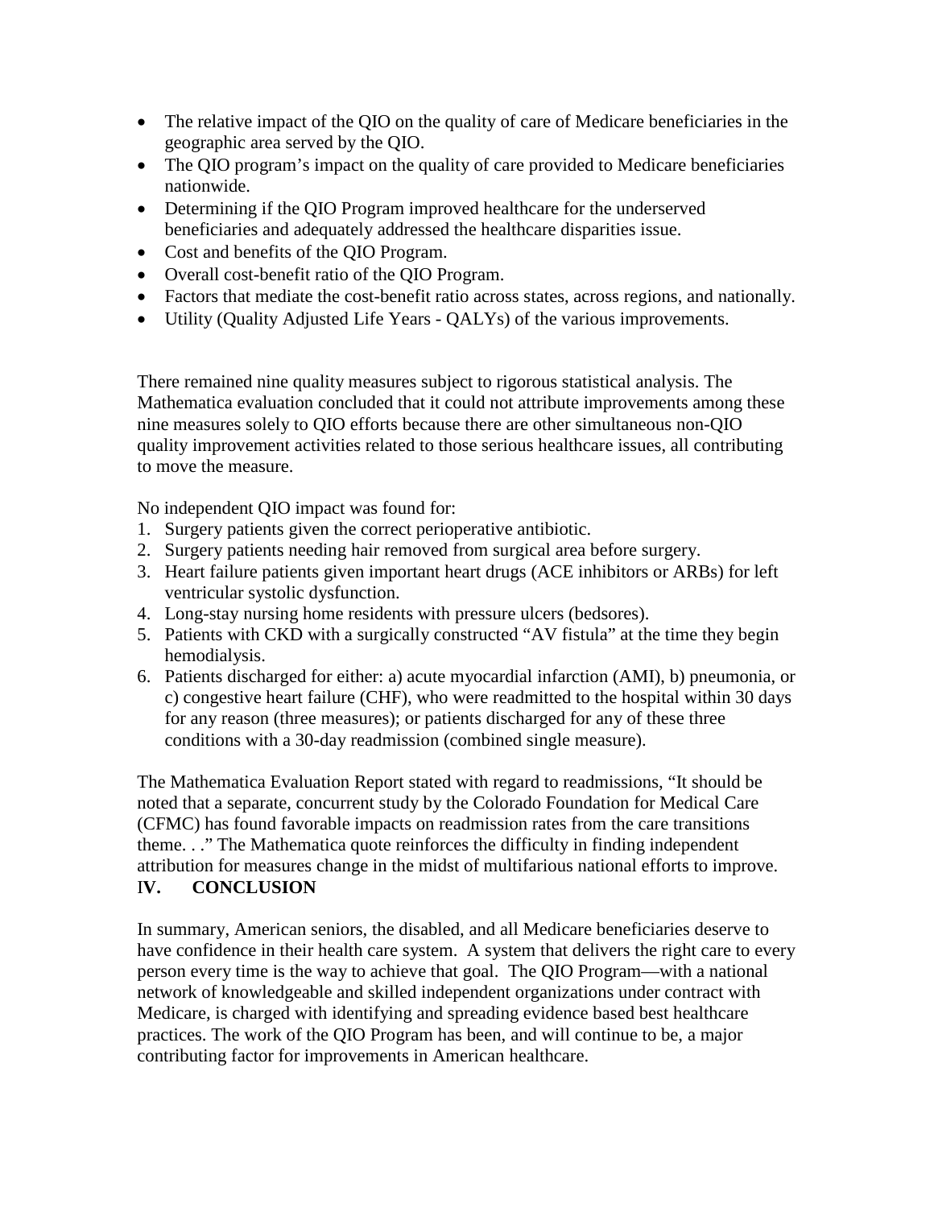- The relative impact of the QIO on the quality of care of Medicare beneficiaries in the geographic area served by the QIO.
- The QIO program's impact on the quality of care provided to Medicare beneficiaries nationwide.
- Determining if the QIO Program improved healthcare for the underserved beneficiaries and adequately addressed the healthcare disparities issue.
- Cost and benefits of the QIO Program.
- Overall cost-benefit ratio of the QIO Program.
- Factors that mediate the cost-benefit ratio across states, across regions, and nationally.
- Utility (Quality Adjusted Life Years - QALYs) of the various improvements.

There remained nine quality measures subject to rigorous statistical analysis. The Mathematica evaluation concluded that it could not attribute improvements among these nine measures solely to QIO efforts because there are other simultaneous non-QIO quality improvement activities related to those serious healthcare issues, all contributing to move the measure.

No independent QIO impact was found for:

1. Surgery patients given the correct perioperative antibiotic.
2. Surgery patients needing hair removed from surgical area before surgery.
3. Heart failure patients given important heart drugs (ACE inhibitors or ARBs) for left ventricular systolic dysfunction.
4. Long-stay nursing home residents with pressure ulcers (bedsores).
5. Patients with CKD with a surgically constructed "AV fistula" at the time they begin hemodialysis.
6. Patients discharged for either: a) acute myocardial infarction (AMI), b) pneumonia, or c) congestive heart failure (CHF), who were readmitted to the hospital within 30 days for any reason (three measures); or patients discharged for any of these three conditions with a 30-day readmission (combined single measure).

The Mathematica Evaluation Report stated with regard to readmissions, "It should be noted that a separate, concurrent study by the Colorado Foundation for Medical Care (CFMC) has found favorable impacts on readmission rates from the care transitions theme. . ." The Mathematica quote reinforces the difficulty in finding independent attribution for measures change in the midst of multifarious national efforts to improve.

## IV. CONCLUSION

In summary, American seniors, the disabled, and all Medicare beneficiaries deserve to have confidence in their health care system. A system that delivers the right care to every person every time is the way to achieve that goal. The QIO Program—with a national network of knowledgeable and skilled independent organizations under contract with Medicare, is charged with identifying and spreading evidence based best healthcare practices. The work of the QIO Program has been, and will continue to be, a major contributing factor for improvements in American healthcare.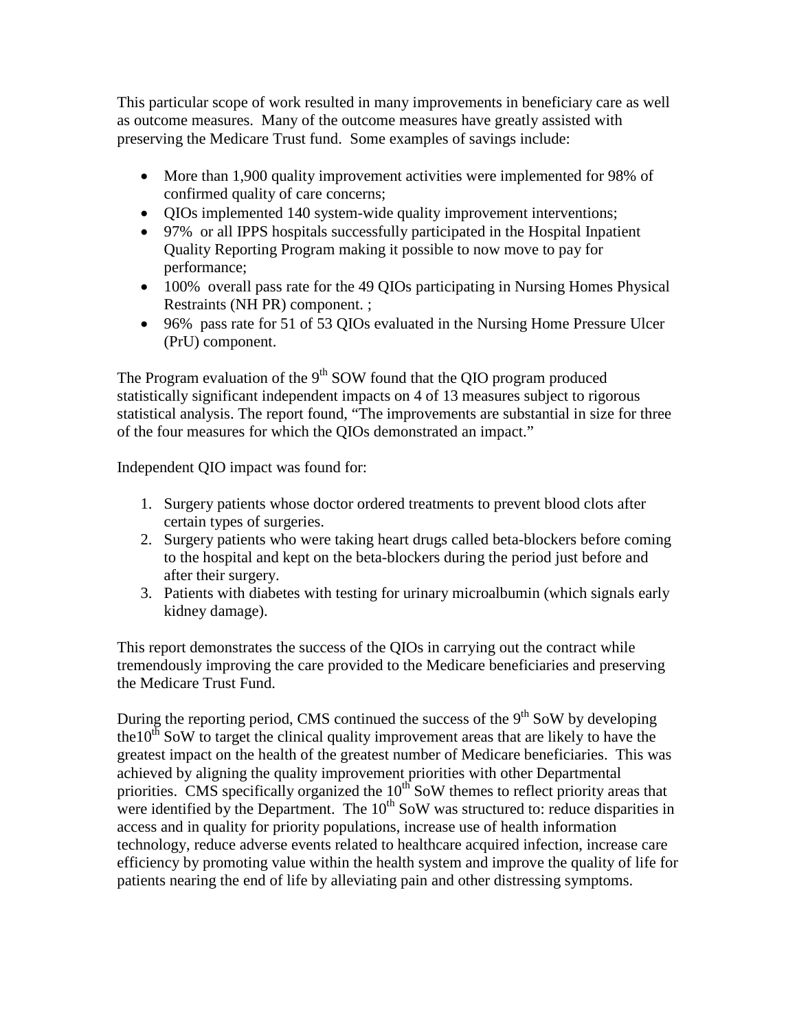This particular scope of work resulted in many improvements in beneficiary care as well as outcome measures. Many of the outcome measures have greatly assisted with preserving the Medicare Trust fund. Some examples of savings include:

- More than 1,900 quality improvement activities were implemented for 98% of confirmed quality of care concerns;
- QIOs implemented 140 system-wide quality improvement interventions;
- 97% or all IPPS hospitals successfully participated in the Hospital Inpatient Quality Reporting Program making it possible to now move to pay for performance;
- 100% overall pass rate for the 49 QIOs participating in Nursing Homes Physical Restraints (NH PR) component. ;
- 96% pass rate for 51 of 53 QIOs evaluated in the Nursing Home Pressure Ulcer (PrU) component.

The Program evaluation of the 9th SOW found that the QIO program produced statistically significant independent impacts on 4 of 13 measures subject to rigorous statistical analysis. The report found, "The improvements are substantial in size for three of the four measures for which the QIOs demonstrated an impact."

Independent QIO impact was found for:

1. Surgery patients whose doctor ordered treatments to prevent blood clots after certain types of surgeries.
2. Surgery patients who were taking heart drugs called beta-blockers before coming to the hospital and kept on the beta-blockers during the period just before and after their surgery.
3. Patients with diabetes with testing for urinary microalbumin (which signals early kidney damage).

This report demonstrates the success of the QIOs in carrying out the contract while tremendously improving the care provided to the Medicare beneficiaries and preserving the Medicare Trust Fund.

During the reporting period, CMS continued the success of the 9th SoW by developing the10th SoW to target the clinical quality improvement areas that are likely to have the greatest impact on the health of the greatest number of Medicare beneficiaries. This was achieved by aligning the quality improvement priorities with other Departmental priorities. CMS specifically organized the 10th SoW themes to reflect priority areas that were identified by the Department. The 10th SoW was structured to: reduce disparities in access and in quality for priority populations, increase use of health information technology, reduce adverse events related to healthcare acquired infection, increase care efficiency by promoting value within the health system and improve the quality of life for patients nearing the end of life by alleviating pain and other distressing symptoms.